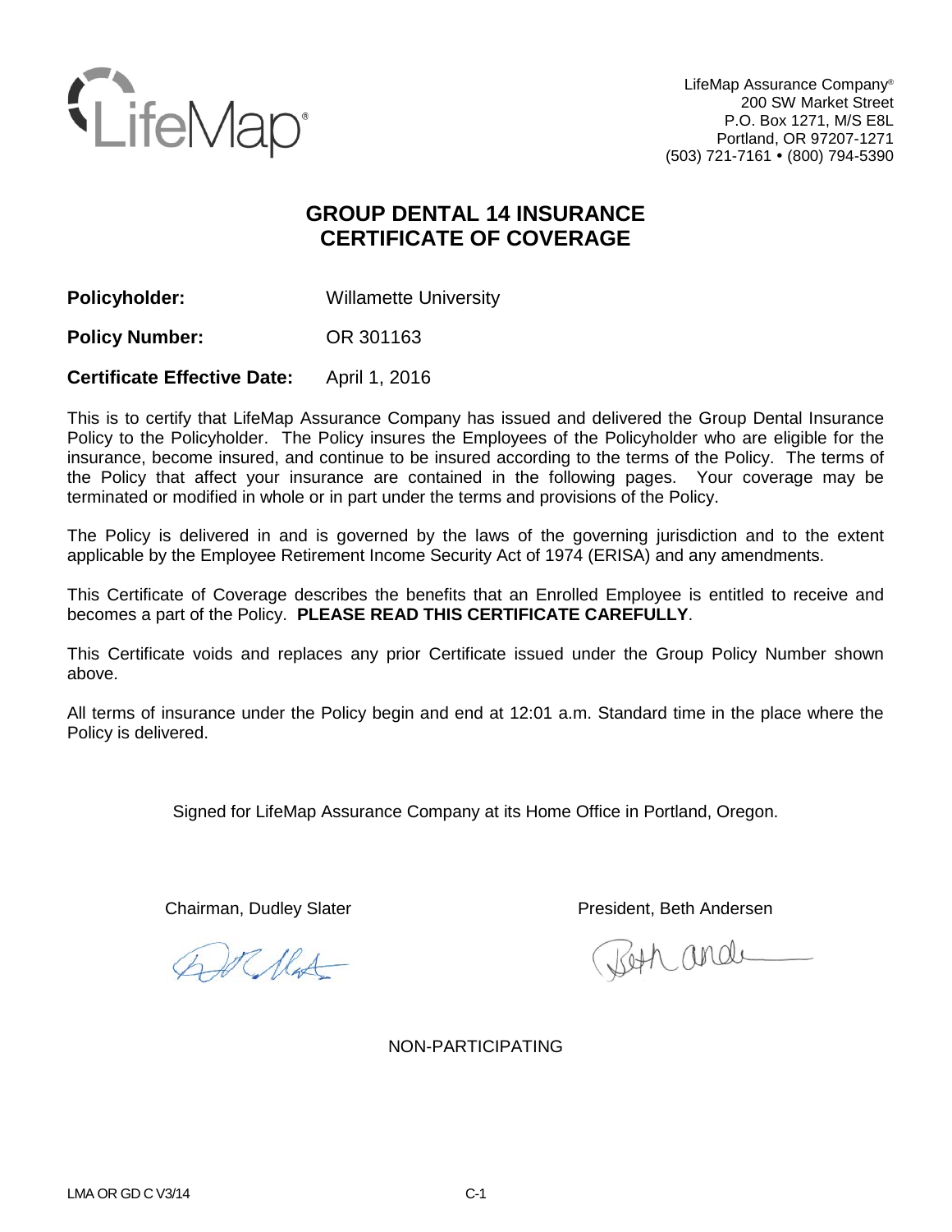LifeMap Assurance Company®
200 SW Market Street
P.O. Box 1271, M/S E8L
Portland, OR 97207-1271
(503) 721-7161 • (800) 794-5390

# GROUP DENTAL 14 INSURANCE CERTIFICATE OF COVERAGE

**Policyholder:** Willamette University

**Policy Number:** OR 301163

**Certificate Effective Date:** April 1, 2016

This is to certify that LifeMap Assurance Company has issued and delivered the Group Dental Insurance Policy to the Policyholder. The Policy insures the Employees of the Policyholder who are eligible for the insurance, become insured, and continue to be insured according to the terms of the Policy. The terms of the Policy that affect your insurance are contained in the following pages. Your coverage may be terminated or modified in whole or in part under the terms and provisions of the Policy.

The Policy is delivered in and is governed by the laws of the governing jurisdiction and to the extent applicable by the Employee Retirement Income Security Act of 1974 (ERISA) and any amendments.

This Certificate of Coverage describes the benefits that an Enrolled Employee is entitled to receive and becomes a part of the Policy. **PLEASE READ THIS CERTIFICATE CAREFULLY**.

This Certificate voids and replaces any prior Certificate issued under the Group Policy Number shown above.

All terms of insurance under the Policy begin and end at 12:01 a.m. Standard time in the place where the Policy is delivered.

Signed for LifeMap Assurance Company at its Home Office in Portland, Oregon.

Chairman, Dudley Slater

President, Beth Andersen

NON-PARTICIPATING

LMA OR GD C V3/14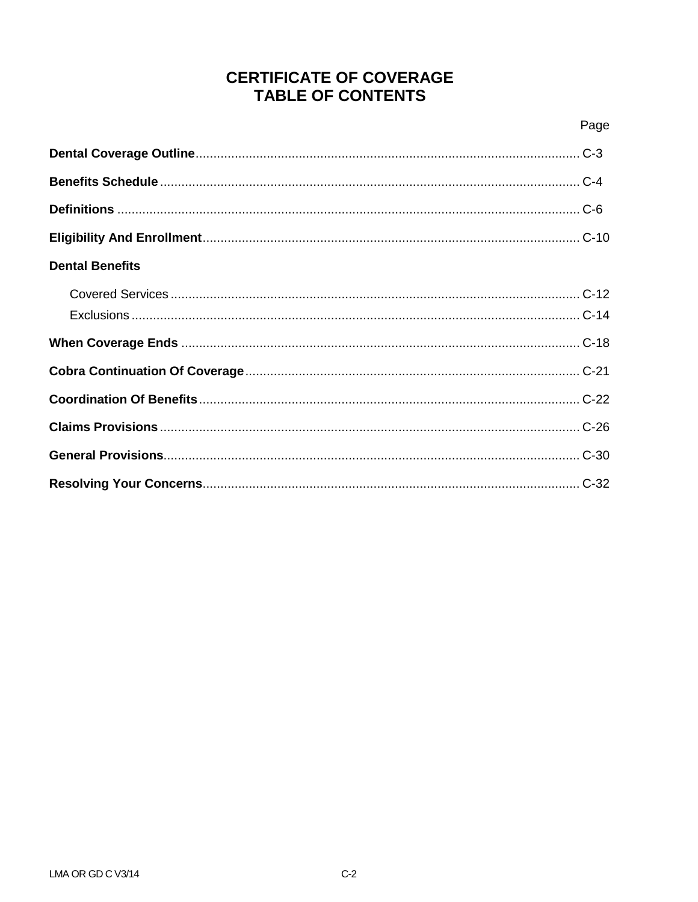# CERTIFICATE OF COVERAGE
# TABLE OF CONTENTS

| | Page |
|---|---|
| **Dental Coverage Outline** | C-3 |
| **Benefits Schedule** | C-4 |
| **Definitions** | C-6 |
| **Eligibility And Enrollment** | C-10 |
| **Dental Benefits** | |
| Covered Services | C-12 |
| Exclusions | C-14 |
| **When Coverage Ends** | C-18 |
| **Cobra Continuation Of Coverage** | C-21 |
| **Coordination Of Benefits** | C-22 |
| **Claims Provisions** | C-26 |
| **General Provisions** | C-30 |
| **Resolving Your Concerns** | C-32 |

LMA OR GD C V3/14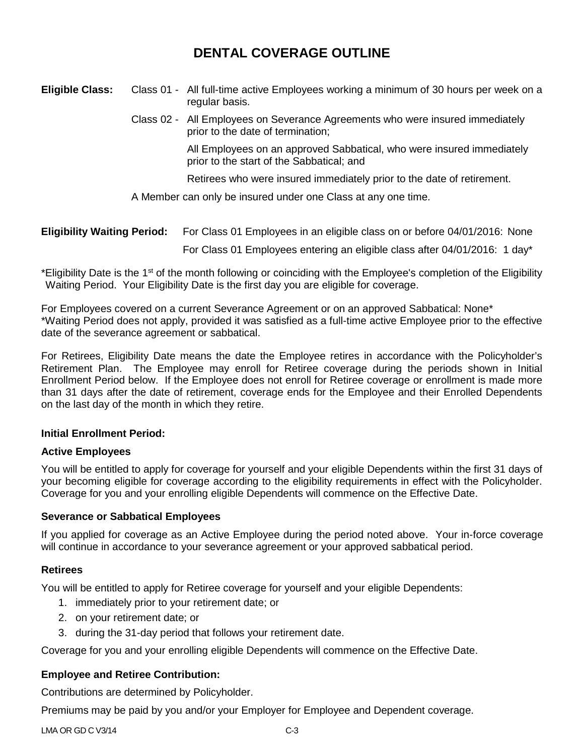# DENTAL COVERAGE OUTLINE

**Eligible Class:** Class 01 - All full-time active Employees working a minimum of 30 hours per week on a regular basis.

Class 02 - All Employees on Severance Agreements who were insured immediately prior to the date of termination;

All Employees on an approved Sabbatical, who were insured immediately prior to the start of the Sabbatical; and

Retirees who were insured immediately prior to the date of retirement.

A Member can only be insured under one Class at any one time.

**Eligibility Waiting Period:** For Class 01 Employees in an eligible class on or before 04/01/2016: None

For Class 01 Employees entering an eligible class after 04/01/2016: 1 day*

*Eligibility Date is the 1st of the month following or coinciding with the Employee's completion of the Eligibility Waiting Period. Your Eligibility Date is the first day you are eligible for coverage.

For Employees covered on a current Severance Agreement or on an approved Sabbatical: None*
*Waiting Period does not apply, provided it was satisfied as a full-time active Employee prior to the effective date of the severance agreement or sabbatical.

For Retirees, Eligibility Date means the date the Employee retires in accordance with the Policyholder's Retirement Plan. The Employee may enroll for Retiree coverage during the periods shown in Initial Enrollment Period below. If the Employee does not enroll for Retiree coverage or enrollment is made more than 31 days after the date of retirement, coverage ends for the Employee and their Enrolled Dependents on the last day of the month in which they retire.

**Initial Enrollment Period:**

**Active Employees**

You will be entitled to apply for coverage for yourself and your eligible Dependents within the first 31 days of your becoming eligible for coverage according to the eligibility requirements in effect with the Policyholder. Coverage for you and your enrolling eligible Dependents will commence on the Effective Date.

**Severance or Sabbatical Employees**

If you applied for coverage as an Active Employee during the period noted above. Your in-force coverage will continue in accordance to your severance agreement or your approved sabbatical period.

**Retirees**

You will be entitled to apply for Retiree coverage for yourself and your eligible Dependents:

1. immediately prior to your retirement date; or
2. on your retirement date; or
3. during the 31-day period that follows your retirement date.

Coverage for you and your enrolling eligible Dependents will commence on the Effective Date.

**Employee and Retiree Contribution:**

Contributions are determined by Policyholder.

Premiums may be paid by you and/or your Employer for Employee and Dependent coverage.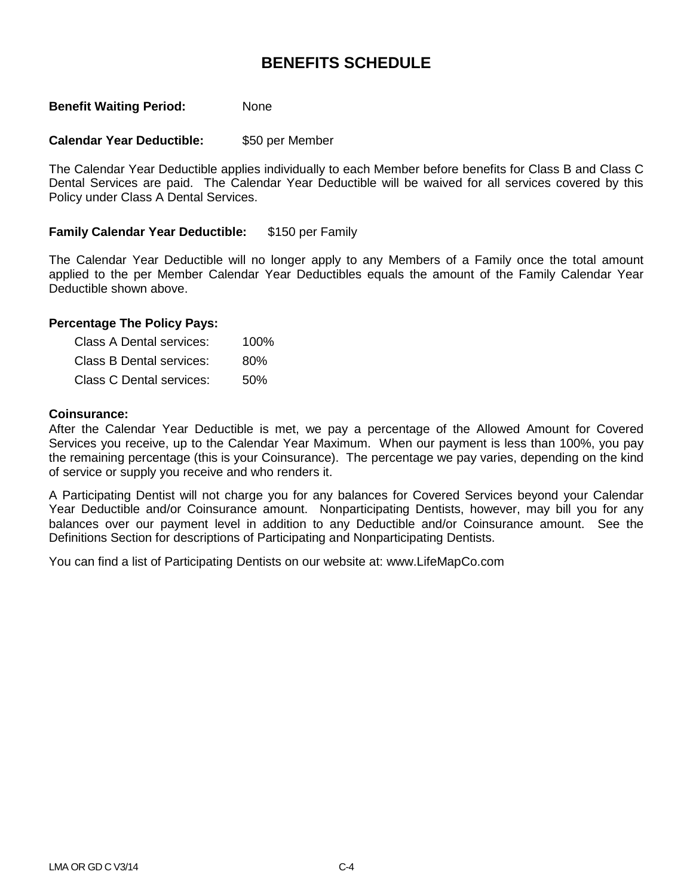# BENEFITS SCHEDULE

**Benefit Waiting Period:** None

**Calendar Year Deductible:** $50 per Member

The Calendar Year Deductible applies individually to each Member before benefits for Class B and Class C Dental Services are paid. The Calendar Year Deductible will be waived for all services covered by this Policy under Class A Dental Services.

**Family Calendar Year Deductible:** $150 per Family

The Calendar Year Deductible will no longer apply to any Members of a Family once the total amount applied to the per Member Calendar Year Deductibles equals the amount of the Family Calendar Year Deductible shown above.

**Percentage The Policy Pays:**

| Class | Percentage |
|---|---|
| Class A Dental services: | 100% |
| Class B Dental services: | 80% |
| Class C Dental services: | 50% |

**Coinsurance:**

After the Calendar Year Deductible is met, we pay a percentage of the Allowed Amount for Covered Services you receive, up to the Calendar Year Maximum. When our payment is less than 100%, you pay the remaining percentage (this is your Coinsurance). The percentage we pay varies, depending on the kind of service or supply you receive and who renders it.

A Participating Dentist will not charge you for any balances for Covered Services beyond your Calendar Year Deductible and/or Coinsurance amount. Nonparticipating Dentists, however, may bill you for any balances over our payment level in addition to any Deductible and/or Coinsurance amount. See the Definitions Section for descriptions of Participating and Nonparticipating Dentists.

You can find a list of Participating Dentists on our website at: www.LifeMapCo.com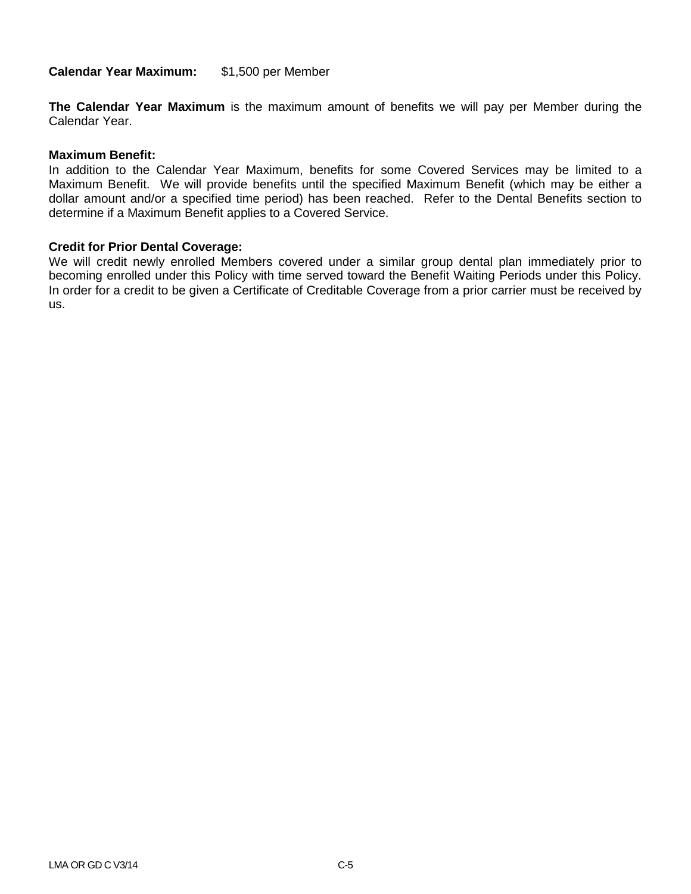**Calendar Year Maximum:** $1,500 per Member

**The Calendar Year Maximum** is the maximum amount of benefits we will pay per Member during the Calendar Year.

**Maximum Benefit:**

In addition to the Calendar Year Maximum, benefits for some Covered Services may be limited to a Maximum Benefit. We will provide benefits until the specified Maximum Benefit (which may be either a dollar amount and/or a specified time period) has been reached. Refer to the Dental Benefits section to determine if a Maximum Benefit applies to a Covered Service.

**Credit for Prior Dental Coverage:**

We will credit newly enrolled Members covered under a similar group dental plan immediately prior to becoming enrolled under this Policy with time served toward the Benefit Waiting Periods under this Policy. In order for a credit to be given a Certificate of Creditable Coverage from a prior carrier must be received by us.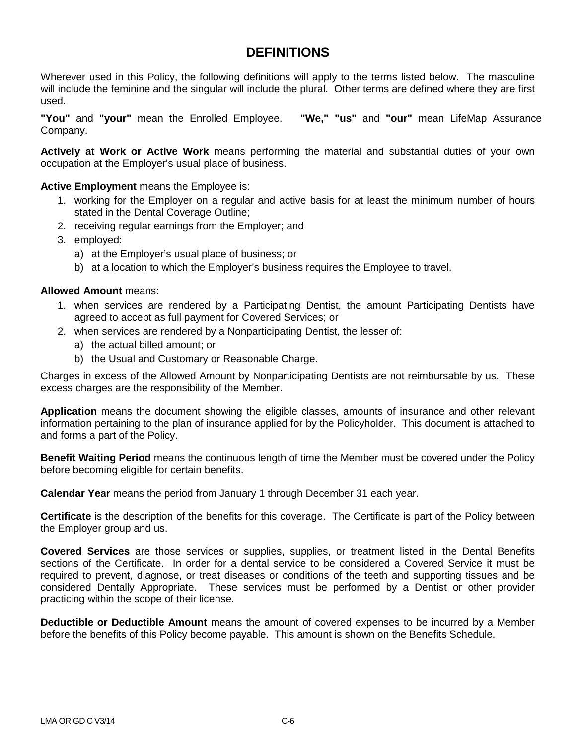# DEFINITIONS

Wherever used in this Policy, the following definitions will apply to the terms listed below. The masculine will include the feminine and the singular will include the plural. Other terms are defined where they are first used.

**"You"** and **"your"** mean the Enrolled Employee. **"We," "us"** and **"our"** mean LifeMap Assurance Company.

**Actively at Work or Active Work** means performing the material and substantial duties of your own occupation at the Employer's usual place of business.

**Active Employment** means the Employee is:

1. working for the Employer on a regular and active basis for at least the minimum number of hours stated in the Dental Coverage Outline;
2. receiving regular earnings from the Employer; and
3. employed:
   a) at the Employer's usual place of business; or
   b) at a location to which the Employer's business requires the Employee to travel.

**Allowed Amount** means:

1. when services are rendered by a Participating Dentist, the amount Participating Dentists have agreed to accept as full payment for Covered Services; or
2. when services are rendered by a Nonparticipating Dentist, the lesser of:
   a) the actual billed amount; or
   b) the Usual and Customary or Reasonable Charge.

Charges in excess of the Allowed Amount by Nonparticipating Dentists are not reimbursable by us. These excess charges are the responsibility of the Member.

**Application** means the document showing the eligible classes, amounts of insurance and other relevant information pertaining to the plan of insurance applied for by the Policyholder. This document is attached to and forms a part of the Policy.

**Benefit Waiting Period** means the continuous length of time the Member must be covered under the Policy before becoming eligible for certain benefits.

**Calendar Year** means the period from January 1 through December 31 each year.

**Certificate** is the description of the benefits for this coverage. The Certificate is part of the Policy between the Employer group and us.

**Covered Services** are those services or supplies, supplies, or treatment listed in the Dental Benefits sections of the Certificate. In order for a dental service to be considered a Covered Service it must be required to prevent, diagnose, or treat diseases or conditions of the teeth and supporting tissues and be considered Dentally Appropriate. These services must be performed by a Dentist or other provider practicing within the scope of their license.

**Deductible or Deductible Amount** means the amount of covered expenses to be incurred by a Member before the benefits of this Policy become payable. This amount is shown on the Benefits Schedule.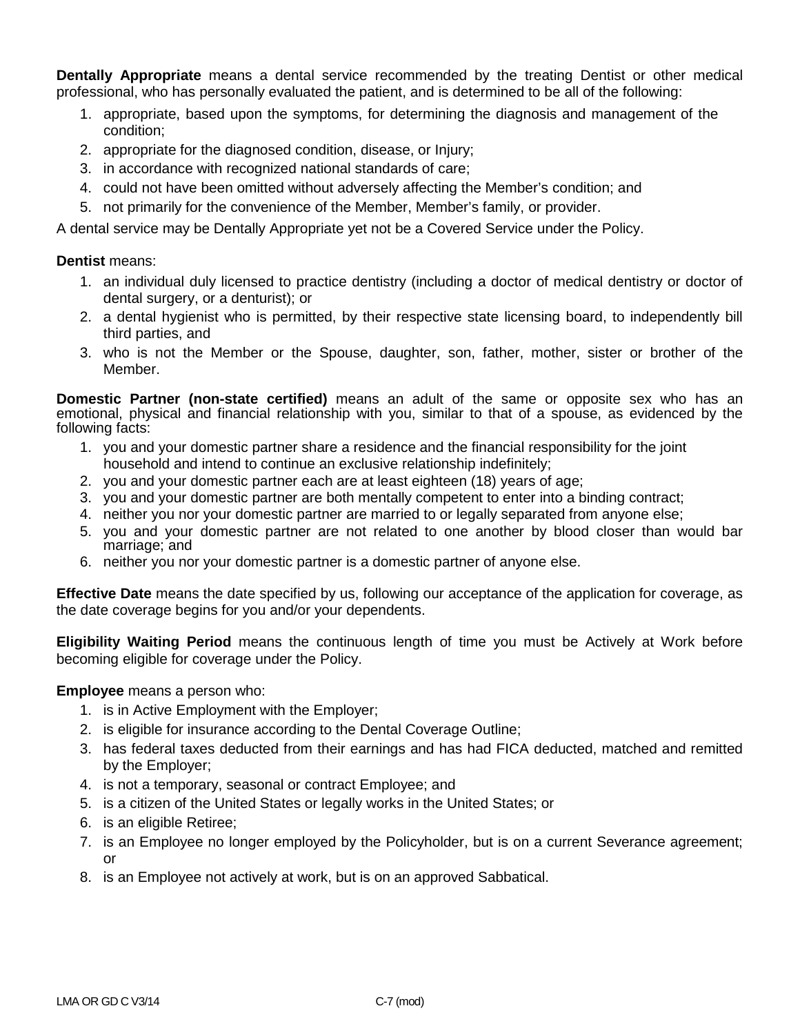**Dentally Appropriate** means a dental service recommended by the treating Dentist or other medical professional, who has personally evaluated the patient, and is determined to be all of the following:

1. appropriate, based upon the symptoms, for determining the diagnosis and management of the condition;
2. appropriate for the diagnosed condition, disease, or Injury;
3. in accordance with recognized national standards of care;
4. could not have been omitted without adversely affecting the Member's condition; and
5. not primarily for the convenience of the Member, Member's family, or provider.

A dental service may be Dentally Appropriate yet not be a Covered Service under the Policy.

**Dentist** means:

1. an individual duly licensed to practice dentistry (including a doctor of medical dentistry or doctor of dental surgery, or a denturist); or
2. a dental hygienist who is permitted, by their respective state licensing board, to independently bill third parties, and
3. who is not the Member or the Spouse, daughter, son, father, mother, sister or brother of the Member.

**Domestic Partner (non-state certified)** means an adult of the same or opposite sex who has an emotional, physical and financial relationship with you, similar to that of a spouse, as evidenced by the following facts:

1. you and your domestic partner share a residence and the financial responsibility for the joint household and intend to continue an exclusive relationship indefinitely;
2. you and your domestic partner each are at least eighteen (18) years of age;
3. you and your domestic partner are both mentally competent to enter into a binding contract;
4. neither you nor your domestic partner are married to or legally separated from anyone else;
5. you and your domestic partner are not related to one another by blood closer than would bar marriage; and
6. neither you nor your domestic partner is a domestic partner of anyone else.

**Effective Date** means the date specified by us, following our acceptance of the application for coverage, as the date coverage begins for you and/or your dependents.

**Eligibility Waiting Period** means the continuous length of time you must be Actively at Work before becoming eligible for coverage under the Policy.

**Employee** means a person who:

1. is in Active Employment with the Employer;
2. is eligible for insurance according to the Dental Coverage Outline;
3. has federal taxes deducted from their earnings and has had FICA deducted, matched and remitted by the Employer;
4. is not a temporary, seasonal or contract Employee; and
5. is a citizen of the United States or legally works in the United States; or
6. is an eligible Retiree;
7. is an Employee no longer employed by the Policyholder, but is on a current Severance agreement; or
8. is an Employee not actively at work, but is on an approved Sabbatical.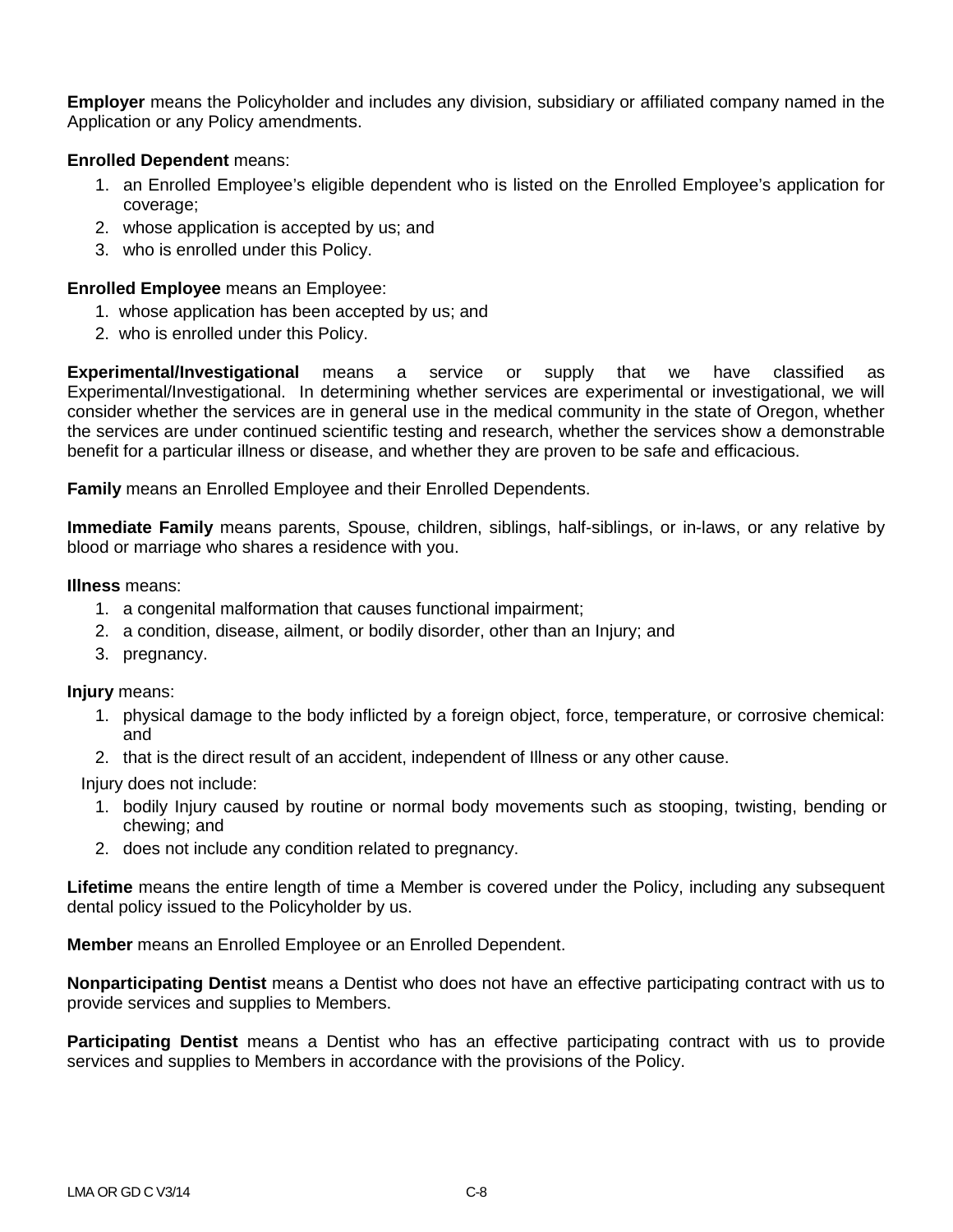**Employer** means the Policyholder and includes any division, subsidiary or affiliated company named in the Application or any Policy amendments.

**Enrolled Dependent** means:

1. an Enrolled Employee's eligible dependent who is listed on the Enrolled Employee's application for coverage;
2. whose application is accepted by us; and
3. who is enrolled under this Policy.

**Enrolled Employee** means an Employee:

1. whose application has been accepted by us; and
2. who is enrolled under this Policy.

**Experimental/Investigational** means a service or supply that we have classified as Experimental/Investigational. In determining whether services are experimental or investigational, we will consider whether the services are in general use in the medical community in the state of Oregon, whether the services are under continued scientific testing and research, whether the services show a demonstrable benefit for a particular illness or disease, and whether they are proven to be safe and efficacious.

**Family** means an Enrolled Employee and their Enrolled Dependents.

**Immediate Family** means parents, Spouse, children, siblings, half-siblings, or in-laws, or any relative by blood or marriage who shares a residence with you.

**Illness** means:

1. a congenital malformation that causes functional impairment;
2. a condition, disease, ailment, or bodily disorder, other than an Injury; and
3. pregnancy.

**Injury** means:

1. physical damage to the body inflicted by a foreign object, force, temperature, or corrosive chemical: and
2. that is the direct result of an accident, independent of Illness or any other cause.

Injury does not include:

1. bodily Injury caused by routine or normal body movements such as stooping, twisting, bending or chewing; and
2. does not include any condition related to pregnancy.

**Lifetime** means the entire length of time a Member is covered under the Policy, including any subsequent dental policy issued to the Policyholder by us.

**Member** means an Enrolled Employee or an Enrolled Dependent.

**Nonparticipating Dentist** means a Dentist who does not have an effective participating contract with us to provide services and supplies to Members.

**Participating Dentist** means a Dentist who has an effective participating contract with us to provide services and supplies to Members in accordance with the provisions of the Policy.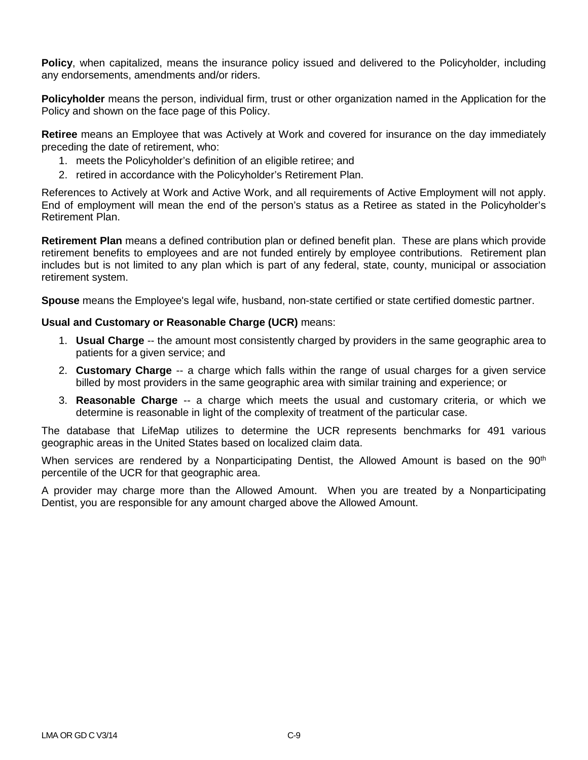**Policy**, when capitalized, means the insurance policy issued and delivered to the Policyholder, including any endorsements, amendments and/or riders.

**Policyholder** means the person, individual firm, trust or other organization named in the Application for the Policy and shown on the face page of this Policy.

**Retiree** means an Employee that was Actively at Work and covered for insurance on the day immediately preceding the date of retirement, who:

1. meets the Policyholder's definition of an eligible retiree; and
2. retired in accordance with the Policyholder's Retirement Plan.

References to Actively at Work and Active Work, and all requirements of Active Employment will not apply. End of employment will mean the end of the person's status as a Retiree as stated in the Policyholder's Retirement Plan.

**Retirement Plan** means a defined contribution plan or defined benefit plan. These are plans which provide retirement benefits to employees and are not funded entirely by employee contributions. Retirement plan includes but is not limited to any plan which is part of any federal, state, county, municipal or association retirement system.

**Spouse** means the Employee's legal wife, husband, non-state certified or state certified domestic partner.

**Usual and Customary or Reasonable Charge (UCR)** means:

1. **Usual Charge** -- the amount most consistently charged by providers in the same geographic area to patients for a given service; and
2. **Customary Charge** -- a charge which falls within the range of usual charges for a given service billed by most providers in the same geographic area with similar training and experience; or
3. **Reasonable Charge** -- a charge which meets the usual and customary criteria, or which we determine is reasonable in light of the complexity of treatment of the particular case.

The database that LifeMap utilizes to determine the UCR represents benchmarks for 491 various geographic areas in the United States based on localized claim data.

When services are rendered by a Nonparticipating Dentist, the Allowed Amount is based on the 90th percentile of the UCR for that geographic area.

A provider may charge more than the Allowed Amount. When you are treated by a Nonparticipating Dentist, you are responsible for any amount charged above the Allowed Amount.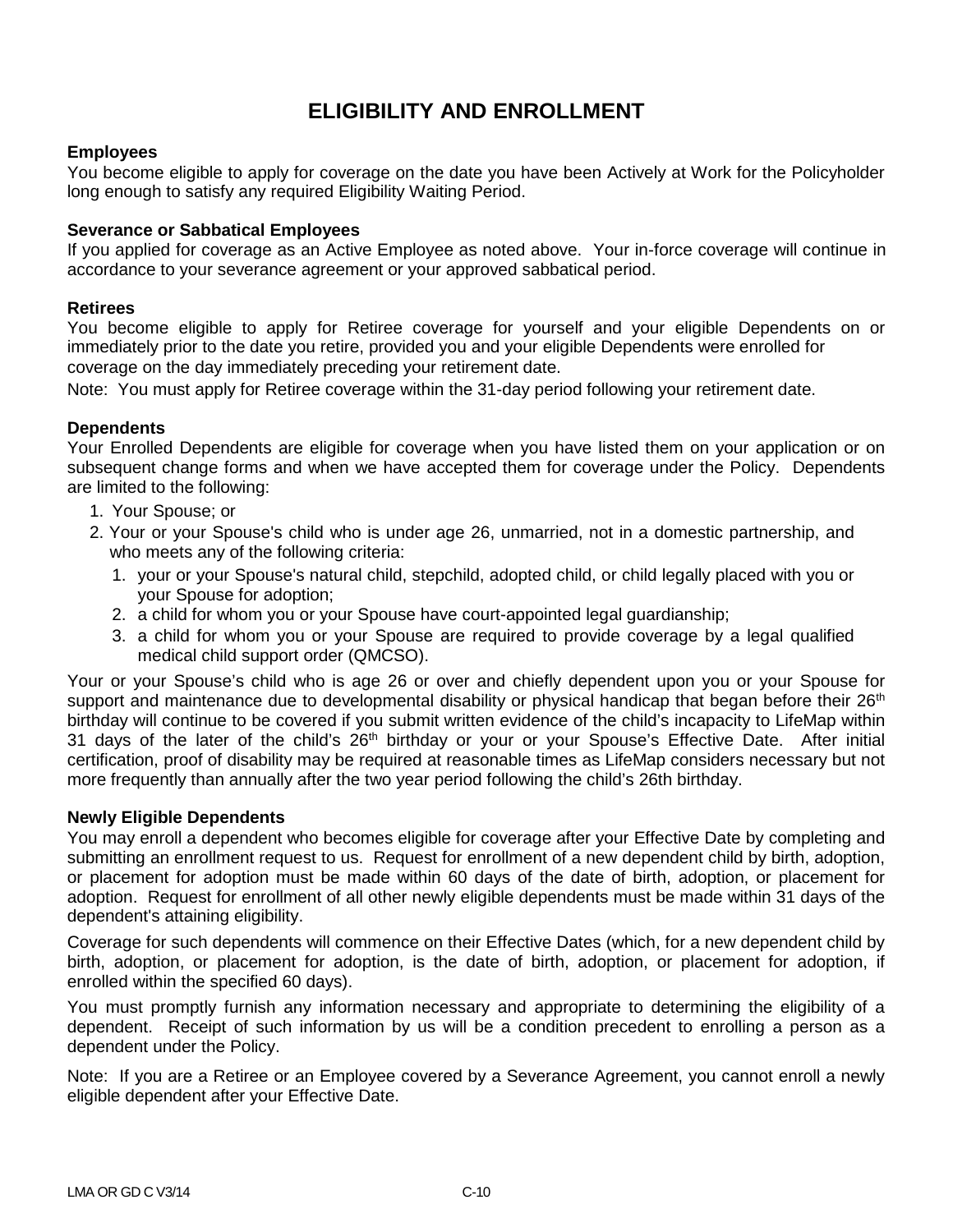# ELIGIBILITY AND ENROLLMENT

**Employees**

You become eligible to apply for coverage on the date you have been Actively at Work for the Policyholder long enough to satisfy any required Eligibility Waiting Period.

**Severance or Sabbatical Employees**

If you applied for coverage as an Active Employee as noted above. Your in-force coverage will continue in accordance to your severance agreement or your approved sabbatical period.

**Retirees**

You become eligible to apply for Retiree coverage for yourself and your eligible Dependents on or immediately prior to the date you retire, provided you and your eligible Dependents were enrolled for coverage on the day immediately preceding your retirement date.

Note: You must apply for Retiree coverage within the 31-day period following your retirement date.

**Dependents**

Your Enrolled Dependents are eligible for coverage when you have listed them on your application or on subsequent change forms and when we have accepted them for coverage under the Policy. Dependents are limited to the following:

1. Your Spouse; or
2. Your or your Spouse's child who is under age 26, unmarried, not in a domestic partnership, and who meets any of the following criteria:
   1. your or your Spouse's natural child, stepchild, adopted child, or child legally placed with you or your Spouse for adoption;
   2. a child for whom you or your Spouse have court-appointed legal guardianship;
   3. a child for whom you or your Spouse are required to provide coverage by a legal qualified medical child support order (QMCSO).

Your or your Spouse's child who is age 26 or over and chiefly dependent upon you or your Spouse for support and maintenance due to developmental disability or physical handicap that began before their 26th birthday will continue to be covered if you submit written evidence of the child's incapacity to LifeMap within 31 days of the later of the child's 26th birthday or your or your Spouse's Effective Date. After initial certification, proof of disability may be required at reasonable times as LifeMap considers necessary but not more frequently than annually after the two year period following the child's 26th birthday.

**Newly Eligible Dependents**

You may enroll a dependent who becomes eligible for coverage after your Effective Date by completing and submitting an enrollment request to us. Request for enrollment of a new dependent child by birth, adoption, or placement for adoption must be made within 60 days of the date of birth, adoption, or placement for adoption. Request for enrollment of all other newly eligible dependents must be made within 31 days of the dependent's attaining eligibility.

Coverage for such dependents will commence on their Effective Dates (which, for a new dependent child by birth, adoption, or placement for adoption, is the date of birth, adoption, or placement for adoption, if enrolled within the specified 60 days).

You must promptly furnish any information necessary and appropriate to determining the eligibility of a dependent. Receipt of such information by us will be a condition precedent to enrolling a person as a dependent under the Policy.

Note: If you are a Retiree or an Employee covered by a Severance Agreement, you cannot enroll a newly eligible dependent after your Effective Date.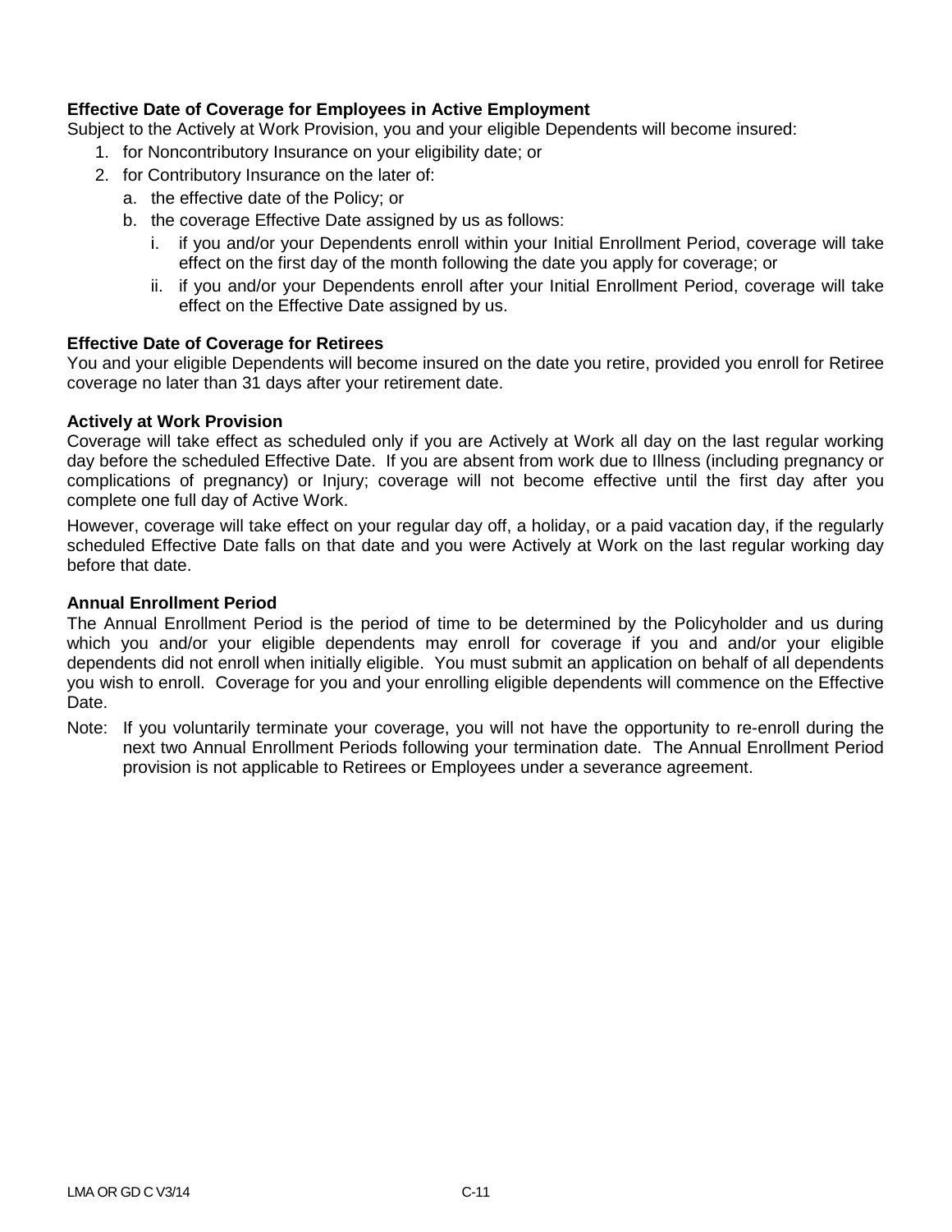**Effective Date of Coverage for Employees in Active Employment**

Subject to the Actively at Work Provision, you and your eligible Dependents will become insured:

1. for Noncontributory Insurance on your eligibility date; or
2. for Contributory Insurance on the later of:
   a. the effective date of the Policy; or
   b. the coverage Effective Date assigned by us as follows:
      i. if you and/or your Dependents enroll within your Initial Enrollment Period, coverage will take effect on the first day of the month following the date you apply for coverage; or
      ii. if you and/or your Dependents enroll after your Initial Enrollment Period, coverage will take effect on the Effective Date assigned by us.

**Effective Date of Coverage for Retirees**

You and your eligible Dependents will become insured on the date you retire, provided you enroll for Retiree coverage no later than 31 days after your retirement date.

**Actively at Work Provision**

Coverage will take effect as scheduled only if you are Actively at Work all day on the last regular working day before the scheduled Effective Date. If you are absent from work due to Illness (including pregnancy or complications of pregnancy) or Injury; coverage will not become effective until the first day after you complete one full day of Active Work.

However, coverage will take effect on your regular day off, a holiday, or a paid vacation day, if the regularly scheduled Effective Date falls on that date and you were Actively at Work on the last regular working day before that date.

**Annual Enrollment Period**

The Annual Enrollment Period is the period of time to be determined by the Policyholder and us during which you and/or your eligible dependents may enroll for coverage if you and and/or your eligible dependents did not enroll when initially eligible. You must submit an application on behalf of all dependents you wish to enroll. Coverage for you and your enrolling eligible dependents will commence on the Effective Date.

Note: If you voluntarily terminate your coverage, you will not have the opportunity to re-enroll during the next two Annual Enrollment Periods following your termination date. The Annual Enrollment Period provision is not applicable to Retirees or Employees under a severance agreement.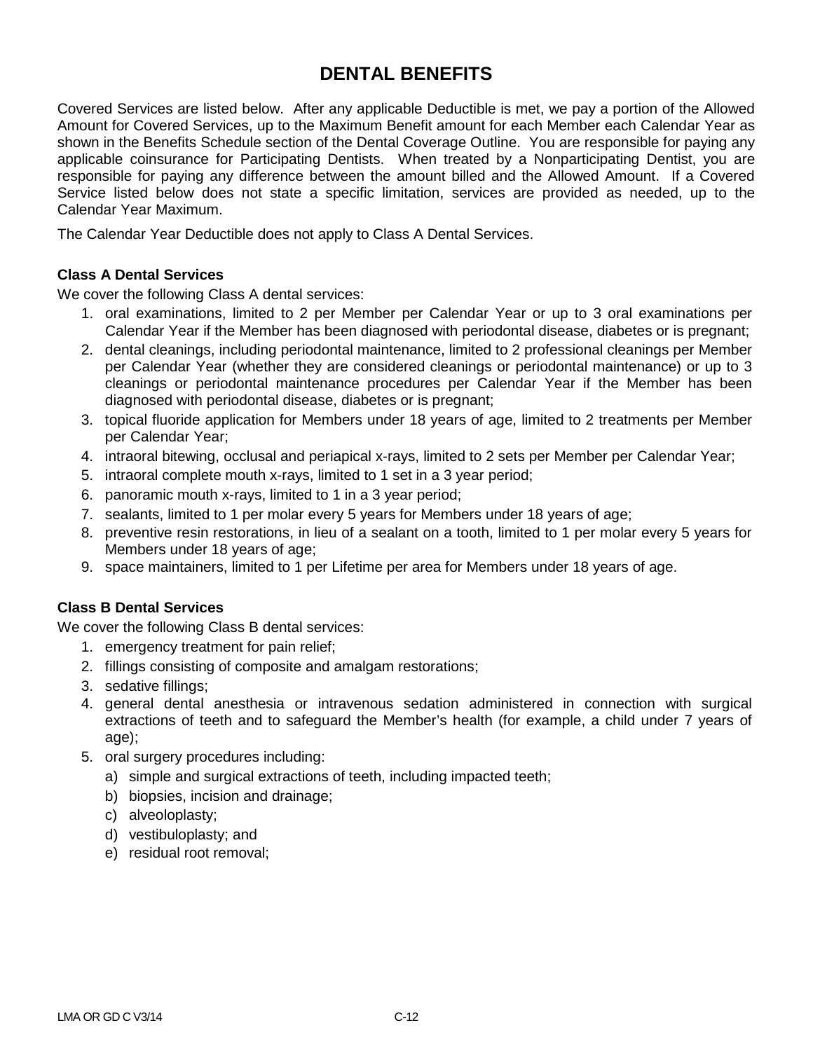# DENTAL BENEFITS

Covered Services are listed below. After any applicable Deductible is met, we pay a portion of the Allowed Amount for Covered Services, up to the Maximum Benefit amount for each Member each Calendar Year as shown in the Benefits Schedule section of the Dental Coverage Outline. You are responsible for paying any applicable coinsurance for Participating Dentists. When treated by a Nonparticipating Dentist, you are responsible for paying any difference between the amount billed and the Allowed Amount. If a Covered Service listed below does not state a specific limitation, services are provided as needed, up to the Calendar Year Maximum.

The Calendar Year Deductible does not apply to Class A Dental Services.

### Class A Dental Services

We cover the following Class A dental services:

1. oral examinations, limited to 2 per Member per Calendar Year or up to 3 oral examinations per Calendar Year if the Member has been diagnosed with periodontal disease, diabetes or is pregnant;
2. dental cleanings, including periodontal maintenance, limited to 2 professional cleanings per Member per Calendar Year (whether they are considered cleanings or periodontal maintenance) or up to 3 cleanings or periodontal maintenance procedures per Calendar Year if the Member has been diagnosed with periodontal disease, diabetes or is pregnant;
3. topical fluoride application for Members under 18 years of age, limited to 2 treatments per Member per Calendar Year;
4. intraoral bitewing, occlusal and periapical x-rays, limited to 2 sets per Member per Calendar Year;
5. intraoral complete mouth x-rays, limited to 1 set in a 3 year period;
6. panoramic mouth x-rays, limited to 1 in a 3 year period;
7. sealants, limited to 1 per molar every 5 years for Members under 18 years of age;
8. preventive resin restorations, in lieu of a sealant on a tooth, limited to 1 per molar every 5 years for Members under 18 years of age;
9. space maintainers, limited to 1 per Lifetime per area for Members under 18 years of age.

### Class B Dental Services

We cover the following Class B dental services:

1. emergency treatment for pain relief;
2. fillings consisting of composite and amalgam restorations;
3. sedative fillings;
4. general dental anesthesia or intravenous sedation administered in connection with surgical extractions of teeth and to safeguard the Member's health (for example, a child under 7 years of age);
5. oral surgery procedures including:
   a) simple and surgical extractions of teeth, including impacted teeth;
   b) biopsies, incision and drainage;
   c) alveoloplasty;
   d) vestibuloplasty; and
   e) residual root removal;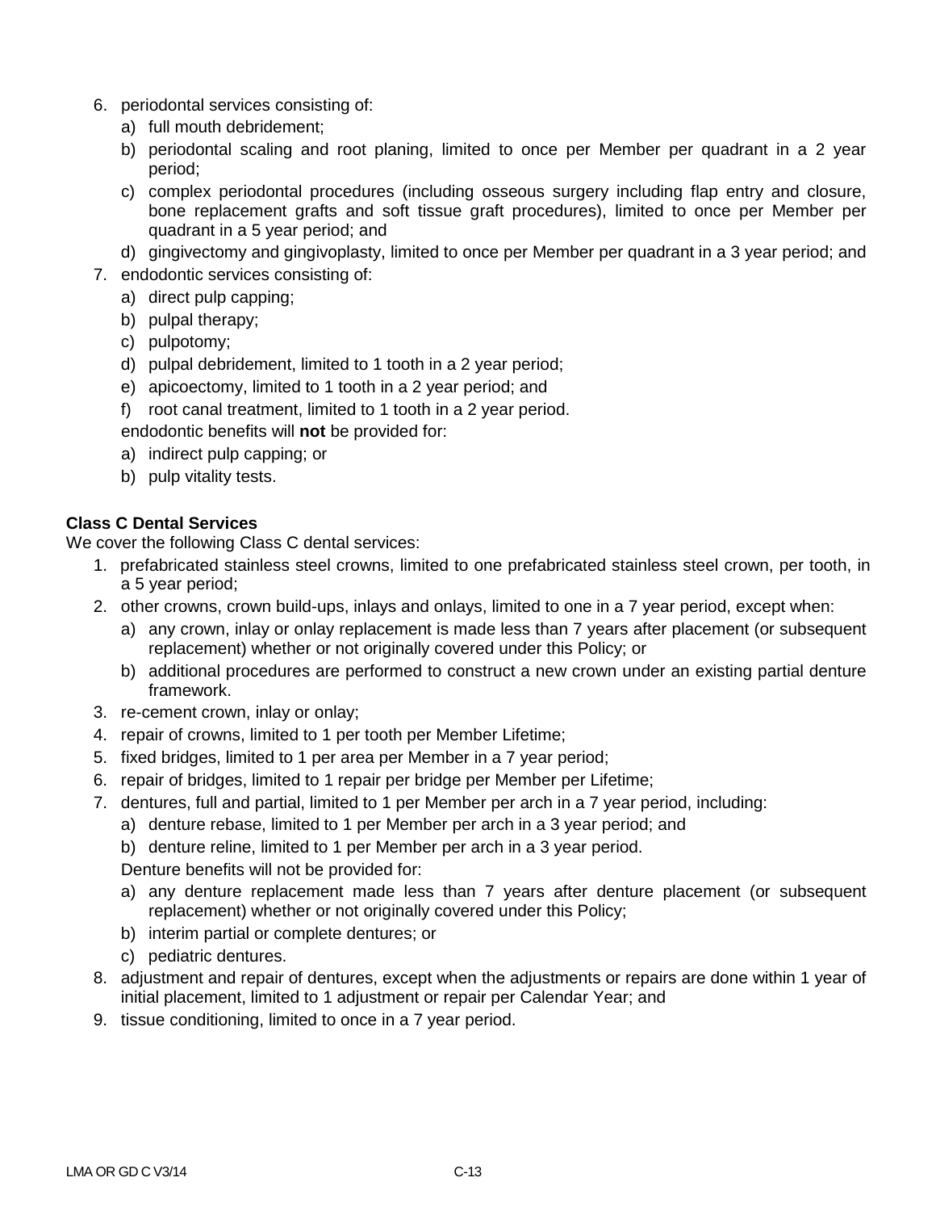6. periodontal services consisting of:
   a) full mouth debridement;
   b) periodontal scaling and root planing, limited to once per Member per quadrant in a 2 year period;
   c) complex periodontal procedures (including osseous surgery including flap entry and closure, bone replacement grafts and soft tissue graft procedures), limited to once per Member per quadrant in a 5 year period; and
   d) gingivectomy and gingivoplasty, limited to once per Member per quadrant in a 3 year period; and
7. endodontic services consisting of:
   a) direct pulp capping;
   b) pulpal therapy;
   c) pulpotomy;
   d) pulpal debridement, limited to 1 tooth in a 2 year period;
   e) apicoectomy, limited to 1 tooth in a 2 year period; and
   f) root canal treatment, limited to 1 tooth in a 2 year period.

   endodontic benefits will **not** be provided for:

   a) indirect pulp capping; or
   b) pulp vitality tests.

**Class C Dental Services**

We cover the following Class C dental services:

1. prefabricated stainless steel crowns, limited to one prefabricated stainless steel crown, per tooth, in a 5 year period;
2. other crowns, crown build-ups, inlays and onlays, limited to one in a 7 year period, except when:
   a) any crown, inlay or onlay replacement is made less than 7 years after placement (or subsequent replacement) whether or not originally covered under this Policy; or
   b) additional procedures are performed to construct a new crown under an existing partial denture framework.
3. re-cement crown, inlay or onlay;
4. repair of crowns, limited to 1 per tooth per Member Lifetime;
5. fixed bridges, limited to 1 per area per Member in a 7 year period;
6. repair of bridges, limited to 1 repair per bridge per Member per Lifetime;
7. dentures, full and partial, limited to 1 per Member per arch in a 7 year period, including:
   a) denture rebase, limited to 1 per Member per arch in a 3 year period; and
   b) denture reline, limited to 1 per Member per arch in a 3 year period.

   Denture benefits will not be provided for:

   a) any denture replacement made less than 7 years after denture placement (or subsequent replacement) whether or not originally covered under this Policy;
   b) interim partial or complete dentures; or
   c) pediatric dentures.
8. adjustment and repair of dentures, except when the adjustments or repairs are done within 1 year of initial placement, limited to 1 adjustment or repair per Calendar Year; and
9. tissue conditioning, limited to once in a 7 year period.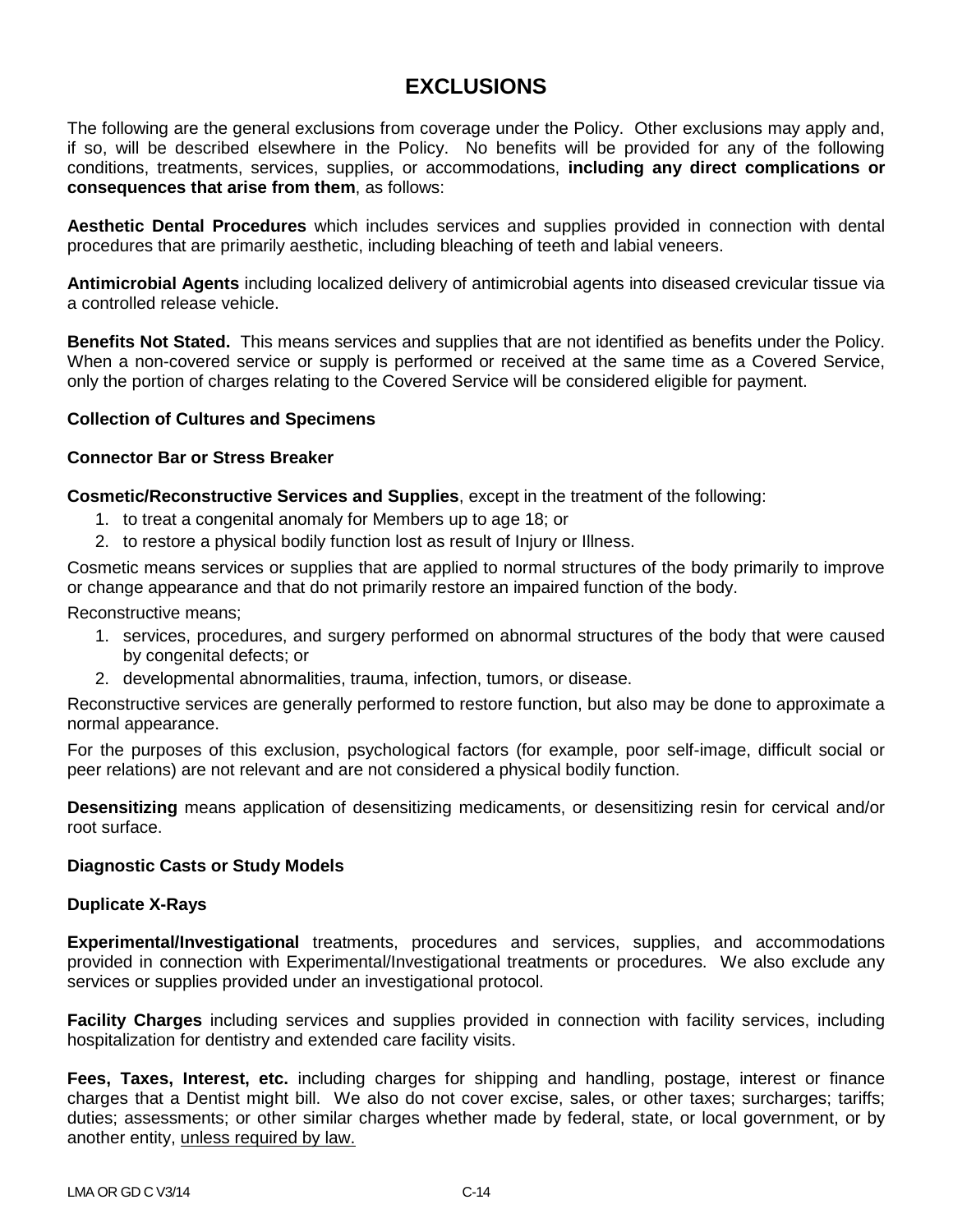# EXCLUSIONS

The following are the general exclusions from coverage under the Policy. Other exclusions may apply and, if so, will be described elsewhere in the Policy. No benefits will be provided for any of the following conditions, treatments, services, supplies, or accommodations, **including any direct complications or consequences that arise from them**, as follows:

**Aesthetic Dental Procedures** which includes services and supplies provided in connection with dental procedures that are primarily aesthetic, including bleaching of teeth and labial veneers.

**Antimicrobial Agents** including localized delivery of antimicrobial agents into diseased crevicular tissue via a controlled release vehicle.

**Benefits Not Stated.** This means services and supplies that are not identified as benefits under the Policy. When a non-covered service or supply is performed or received at the same time as a Covered Service, only the portion of charges relating to the Covered Service will be considered eligible for payment.

**Collection of Cultures and Specimens**

**Connector Bar or Stress Breaker**

**Cosmetic/Reconstructive Services and Supplies**, except in the treatment of the following:

1. to treat a congenital anomaly for Members up to age 18; or
2. to restore a physical bodily function lost as result of Injury or Illness.

Cosmetic means services or supplies that are applied to normal structures of the body primarily to improve or change appearance and that do not primarily restore an impaired function of the body.

Reconstructive means;

1. services, procedures, and surgery performed on abnormal structures of the body that were caused by congenital defects; or
2. developmental abnormalities, trauma, infection, tumors, or disease.

Reconstructive services are generally performed to restore function, but also may be done to approximate a normal appearance.

For the purposes of this exclusion, psychological factors (for example, poor self-image, difficult social or peer relations) are not relevant and are not considered a physical bodily function.

**Desensitizing** means application of desensitizing medicaments, or desensitizing resin for cervical and/or root surface.

**Diagnostic Casts or Study Models**

**Duplicate X-Rays**

**Experimental/Investigational** treatments, procedures and services, supplies, and accommodations provided in connection with Experimental/Investigational treatments or procedures. We also exclude any services or supplies provided under an investigational protocol.

**Facility Charges** including services and supplies provided in connection with facility services, including hospitalization for dentistry and extended care facility visits.

**Fees, Taxes, Interest, etc.** including charges for shipping and handling, postage, interest or finance charges that a Dentist might bill. We also do not cover excise, sales, or other taxes; surcharges; tariffs; duties; assessments; or other similar charges whether made by federal, state, or local government, or by another entity, unless required by law.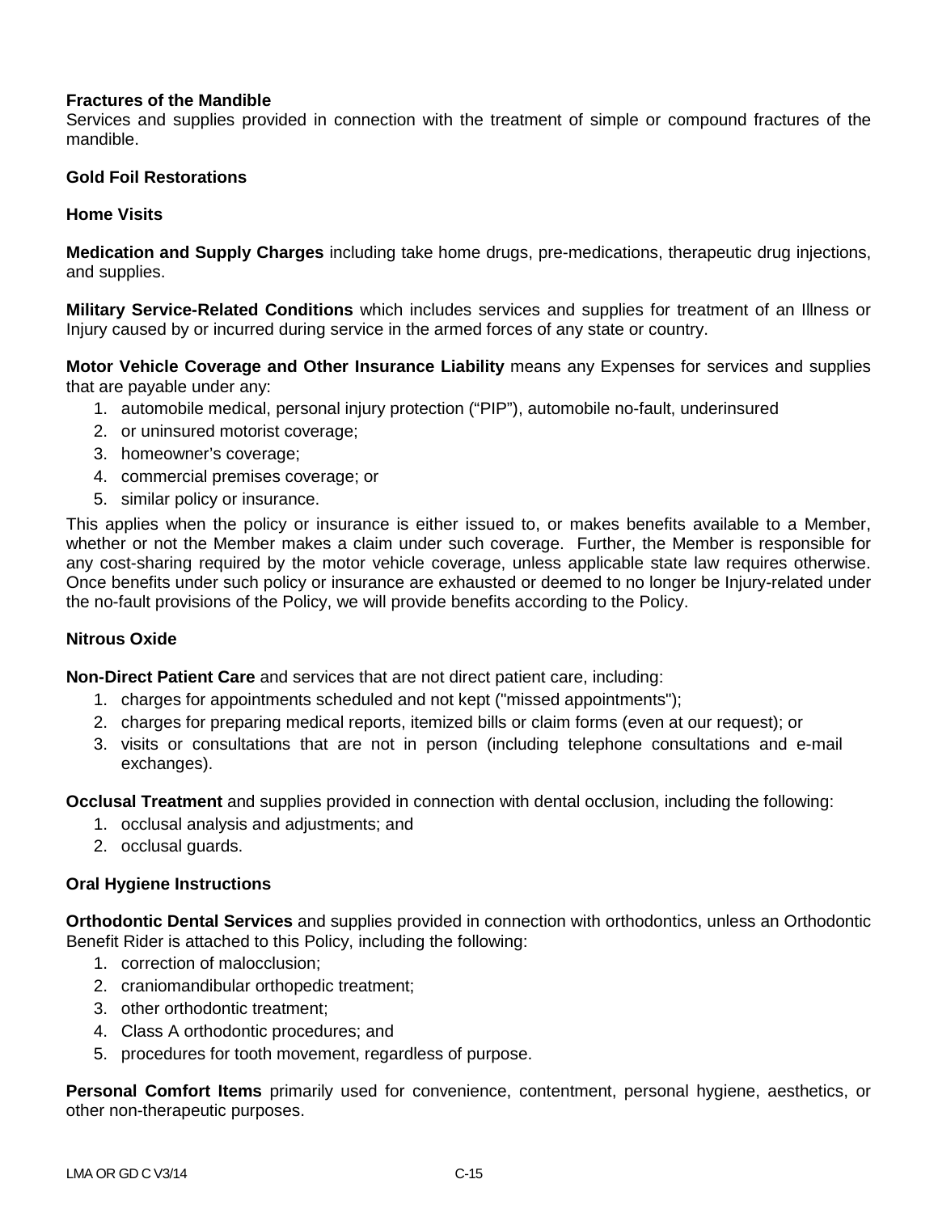**Fractures of the Mandible**
Services and supplies provided in connection with the treatment of simple or compound fractures of the mandible.

**Gold Foil Restorations**

**Home Visits**

**Medication and Supply Charges** including take home drugs, pre-medications, therapeutic drug injections, and supplies.

**Military Service-Related Conditions** which includes services and supplies for treatment of an Illness or Injury caused by or incurred during service in the armed forces of any state or country.

**Motor Vehicle Coverage and Other Insurance Liability** means any Expenses for services and supplies that are payable under any:

1. automobile medical, personal injury protection (“PIP”), automobile no-fault, underinsured
2. or uninsured motorist coverage;
3. homeowner’s coverage;
4. commercial premises coverage; or
5. similar policy or insurance.

This applies when the policy or insurance is either issued to, or makes benefits available to a Member, whether or not the Member makes a claim under such coverage. Further, the Member is responsible for any cost-sharing required by the motor vehicle coverage, unless applicable state law requires otherwise. Once benefits under such policy or insurance are exhausted or deemed to no longer be Injury-related under the no-fault provisions of the Policy, we will provide benefits according to the Policy.

**Nitrous Oxide**

**Non-Direct Patient Care** and services that are not direct patient care, including:

1. charges for appointments scheduled and not kept ("missed appointments");
2. charges for preparing medical reports, itemized bills or claim forms (even at our request); or
3. visits or consultations that are not in person (including telephone consultations and e-mail exchanges).

**Occlusal Treatment** and supplies provided in connection with dental occlusion, including the following:

1. occlusal analysis and adjustments; and
2. occlusal guards.

**Oral Hygiene Instructions**

**Orthodontic Dental Services** and supplies provided in connection with orthodontics, unless an Orthodontic Benefit Rider is attached to this Policy, including the following:

1. correction of malocclusion;
2. craniomandibular orthopedic treatment;
3. other orthodontic treatment;
4. Class A orthodontic procedures; and
5. procedures for tooth movement, regardless of purpose.

**Personal Comfort Items** primarily used for convenience, contentment, personal hygiene, aesthetics, or other non-therapeutic purposes.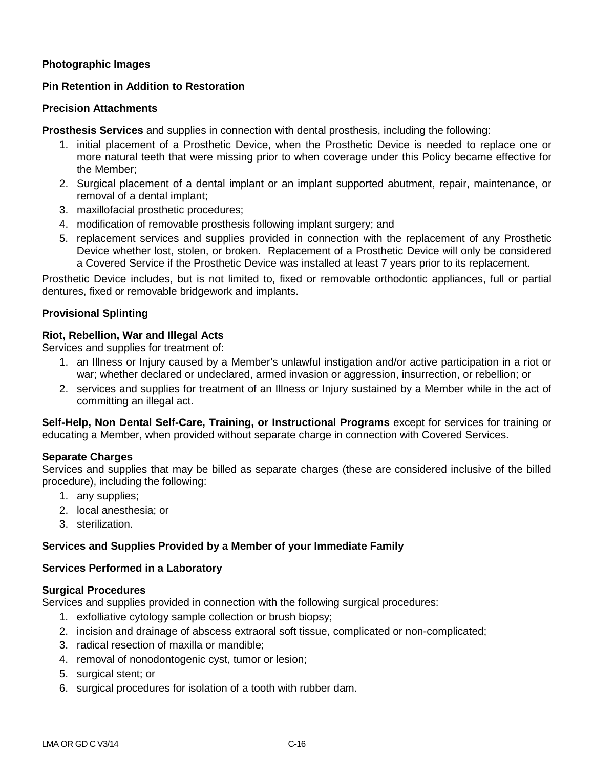**Photographic Images**

**Pin Retention in Addition to Restoration**

**Precision Attachments**

**Prosthesis Services** and supplies in connection with dental prosthesis, including the following:

1. initial placement of a Prosthetic Device, when the Prosthetic Device is needed to replace one or more natural teeth that were missing prior to when coverage under this Policy became effective for the Member;
2. Surgical placement of a dental implant or an implant supported abutment, repair, maintenance, or removal of a dental implant;
3. maxillofacial prosthetic procedures;
4. modification of removable prosthesis following implant surgery; and
5. replacement services and supplies provided in connection with the replacement of any Prosthetic Device whether lost, stolen, or broken. Replacement of a Prosthetic Device will only be considered a Covered Service if the Prosthetic Device was installed at least 7 years prior to its replacement.

Prosthetic Device includes, but is not limited to, fixed or removable orthodontic appliances, full or partial dentures, fixed or removable bridgework and implants.

**Provisional Splinting**

**Riot, Rebellion, War and Illegal Acts**
Services and supplies for treatment of:

1. an Illness or Injury caused by a Member's unlawful instigation and/or active participation in a riot or war; whether declared or undeclared, armed invasion or aggression, insurrection, or rebellion; or
2. services and supplies for treatment of an Illness or Injury sustained by a Member while in the act of committing an illegal act.

**Self-Help, Non Dental Self-Care, Training, or Instructional Programs** except for services for training or educating a Member, when provided without separate charge in connection with Covered Services.

**Separate Charges**
Services and supplies that may be billed as separate charges (these are considered inclusive of the billed procedure), including the following:

1. any supplies;
2. local anesthesia; or
3. sterilization.

**Services and Supplies Provided by a Member of your Immediate Family**

**Services Performed in a Laboratory**

**Surgical Procedures**
Services and supplies provided in connection with the following surgical procedures:

1. exfolliative cytology sample collection or brush biopsy;
2. incision and drainage of abscess extraoral soft tissue, complicated or non-complicated;
3. radical resection of maxilla or mandible;
4. removal of nonodontogenic cyst, tumor or lesion;
5. surgical stent; or
6. surgical procedures for isolation of a tooth with rubber dam.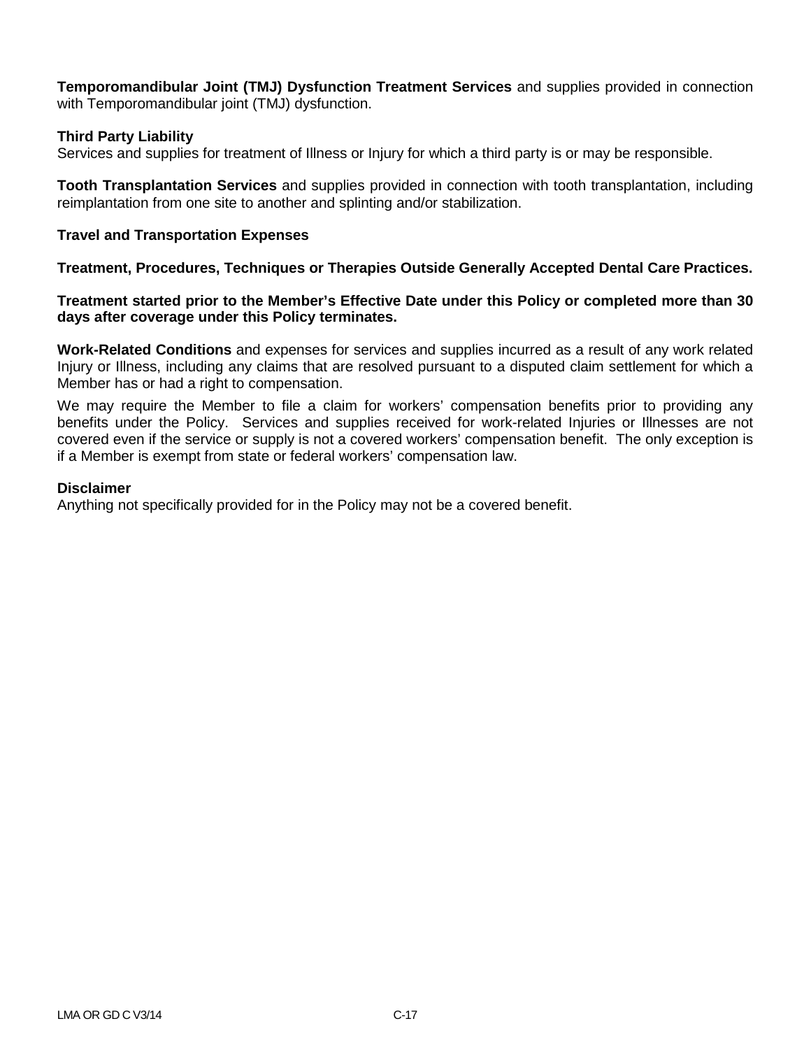**Temporomandibular Joint (TMJ) Dysfunction Treatment Services** and supplies provided in connection with Temporomandibular joint (TMJ) dysfunction.

**Third Party Liability**
Services and supplies for treatment of Illness or Injury for which a third party is or may be responsible.

**Tooth Transplantation Services** and supplies provided in connection with tooth transplantation, including reimplantation from one site to another and splinting and/or stabilization.

**Travel and Transportation Expenses**

**Treatment, Procedures, Techniques or Therapies Outside Generally Accepted Dental Care Practices.**

**Treatment started prior to the Member's Effective Date under this Policy or completed more than 30 days after coverage under this Policy terminates.**

**Work-Related Conditions** and expenses for services and supplies incurred as a result of any work related Injury or Illness, including any claims that are resolved pursuant to a disputed claim settlement for which a Member has or had a right to compensation.

We may require the Member to file a claim for workers' compensation benefits prior to providing any benefits under the Policy. Services and supplies received for work-related Injuries or Illnesses are not covered even if the service or supply is not a covered workers' compensation benefit. The only exception is if a Member is exempt from state or federal workers' compensation law.

**Disclaimer**
Anything not specifically provided for in the Policy may not be a covered benefit.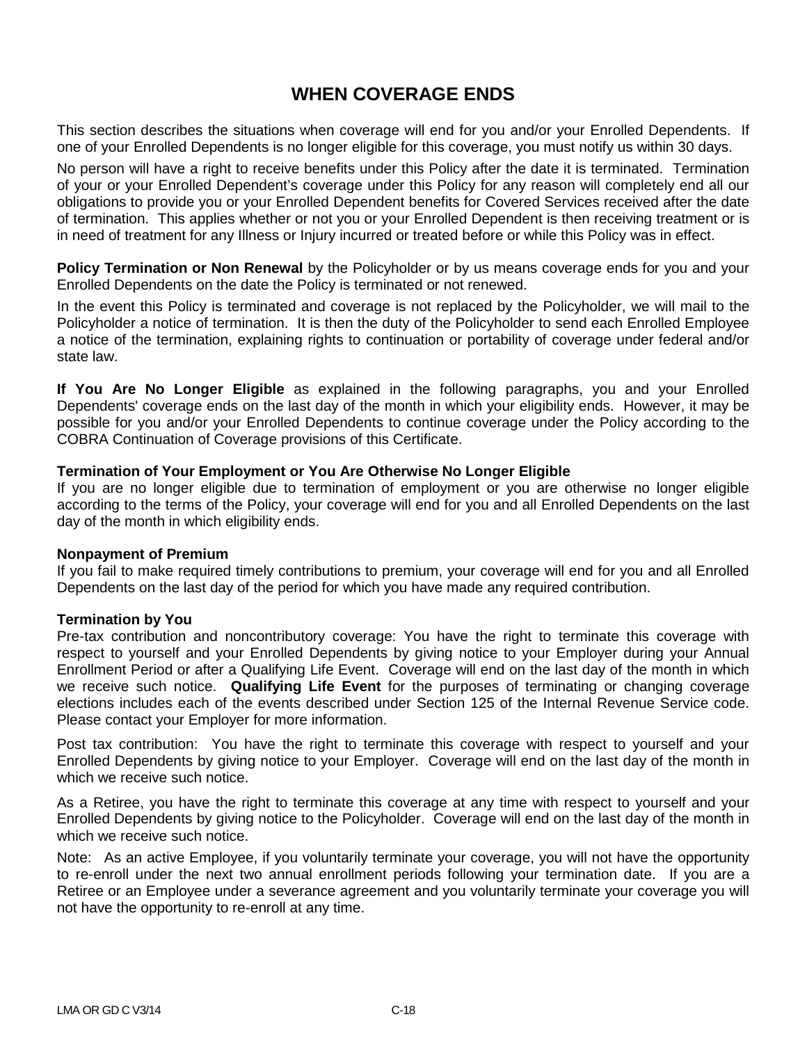# WHEN COVERAGE ENDS

This section describes the situations when coverage will end for you and/or your Enrolled Dependents. If one of your Enrolled Dependents is no longer eligible for this coverage, you must notify us within 30 days.

No person will have a right to receive benefits under this Policy after the date it is terminated. Termination of your or your Enrolled Dependent's coverage under this Policy for any reason will completely end all our obligations to provide you or your Enrolled Dependent benefits for Covered Services received after the date of termination. This applies whether or not you or your Enrolled Dependent is then receiving treatment or is in need of treatment for any Illness or Injury incurred or treated before or while this Policy was in effect.

**Policy Termination or Non Renewal** by the Policyholder or by us means coverage ends for you and your Enrolled Dependents on the date the Policy is terminated or not renewed.

In the event this Policy is terminated and coverage is not replaced by the Policyholder, we will mail to the Policyholder a notice of termination. It is then the duty of the Policyholder to send each Enrolled Employee a notice of the termination, explaining rights to continuation or portability of coverage under federal and/or state law.

**If You Are No Longer Eligible** as explained in the following paragraphs, you and your Enrolled Dependents' coverage ends on the last day of the month in which your eligibility ends. However, it may be possible for you and/or your Enrolled Dependents to continue coverage under the Policy according to the COBRA Continuation of Coverage provisions of this Certificate.

**Termination of Your Employment or You Are Otherwise No Longer Eligible**
If you are no longer eligible due to termination of employment or you are otherwise no longer eligible according to the terms of the Policy, your coverage will end for you and all Enrolled Dependents on the last day of the month in which eligibility ends.

**Nonpayment of Premium**
If you fail to make required timely contributions to premium, your coverage will end for you and all Enrolled Dependents on the last day of the period for which you have made any required contribution.

**Termination by You**
Pre-tax contribution and noncontributory coverage: You have the right to terminate this coverage with respect to yourself and your Enrolled Dependents by giving notice to your Employer during your Annual Enrollment Period or after a Qualifying Life Event. Coverage will end on the last day of the month in which we receive such notice. **Qualifying Life Event** for the purposes of terminating or changing coverage elections includes each of the events described under Section 125 of the Internal Revenue Service code. Please contact your Employer for more information.

Post tax contribution: You have the right to terminate this coverage with respect to yourself and your Enrolled Dependents by giving notice to your Employer. Coverage will end on the last day of the month in which we receive such notice.

As a Retiree, you have the right to terminate this coverage at any time with respect to yourself and your Enrolled Dependents by giving notice to the Policyholder. Coverage will end on the last day of the month in which we receive such notice.

Note: As an active Employee, if you voluntarily terminate your coverage, you will not have the opportunity to re-enroll under the next two annual enrollment periods following your termination date. If you are a Retiree or an Employee under a severance agreement and you voluntarily terminate your coverage you will not have the opportunity to re-enroll at any time.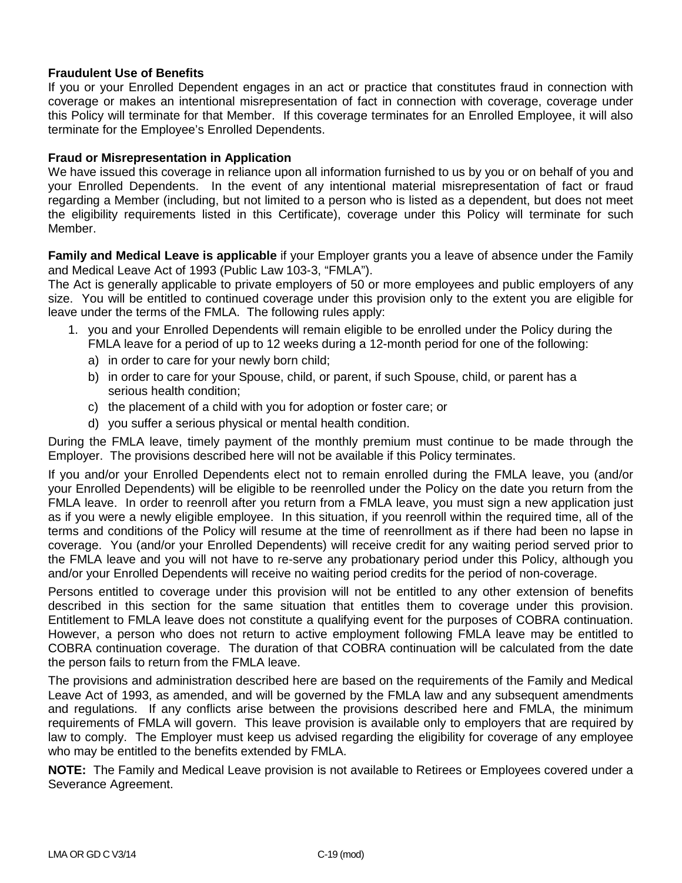**Fraudulent Use of Benefits**
If you or your Enrolled Dependent engages in an act or practice that constitutes fraud in connection with coverage or makes an intentional misrepresentation of fact in connection with coverage, coverage under this Policy will terminate for that Member. If this coverage terminates for an Enrolled Employee, it will also terminate for the Employee's Enrolled Dependents.

**Fraud or Misrepresentation in Application**
We have issued this coverage in reliance upon all information furnished to us by you or on behalf of you and your Enrolled Dependents. In the event of any intentional material misrepresentation of fact or fraud regarding a Member (including, but not limited to a person who is listed as a dependent, but does not meet the eligibility requirements listed in this Certificate), coverage under this Policy will terminate for such Member.

**Family and Medical Leave is applicable** if your Employer grants you a leave of absence under the Family and Medical Leave Act of 1993 (Public Law 103-3, "FMLA").
The Act is generally applicable to private employers of 50 or more employees and public employers of any size. You will be entitled to continued coverage under this provision only to the extent you are eligible for leave under the terms of the FMLA. The following rules apply:

1. you and your Enrolled Dependents will remain eligible to be enrolled under the Policy during the FMLA leave for a period of up to 12 weeks during a 12-month period for one of the following:
   a) in order to care for your newly born child;
   b) in order to care for your Spouse, child, or parent, if such Spouse, child, or parent has a serious health condition;
   c) the placement of a child with you for adoption or foster care; or
   d) you suffer a serious physical or mental health condition.

During the FMLA leave, timely payment of the monthly premium must continue to be made through the Employer. The provisions described here will not be available if this Policy terminates.

If you and/or your Enrolled Dependents elect not to remain enrolled during the FMLA leave, you (and/or your Enrolled Dependents) will be eligible to be reenrolled under the Policy on the date you return from the FMLA leave. In order to reenroll after you return from a FMLA leave, you must sign a new application just as if you were a newly eligible employee. In this situation, if you reenroll within the required time, all of the terms and conditions of the Policy will resume at the time of reenrollment as if there had been no lapse in coverage. You (and/or your Enrolled Dependents) will receive credit for any waiting period served prior to the FMLA leave and you will not have to re-serve any probationary period under this Policy, although you and/or your Enrolled Dependents will receive no waiting period credits for the period of non-coverage.

Persons entitled to coverage under this provision will not be entitled to any other extension of benefits described in this section for the same situation that entitles them to coverage under this provision. Entitlement to FMLA leave does not constitute a qualifying event for the purposes of COBRA continuation. However, a person who does not return to active employment following FMLA leave may be entitled to COBRA continuation coverage. The duration of that COBRA continuation will be calculated from the date the person fails to return from the FMLA leave.

The provisions and administration described here are based on the requirements of the Family and Medical Leave Act of 1993, as amended, and will be governed by the FMLA law and any subsequent amendments and regulations. If any conflicts arise between the provisions described here and FMLA, the minimum requirements of FMLA will govern. This leave provision is available only to employers that are required by law to comply. The Employer must keep us advised regarding the eligibility for coverage of any employee who may be entitled to the benefits extended by FMLA.

**NOTE:** The Family and Medical Leave provision is not available to Retirees or Employees covered under a Severance Agreement.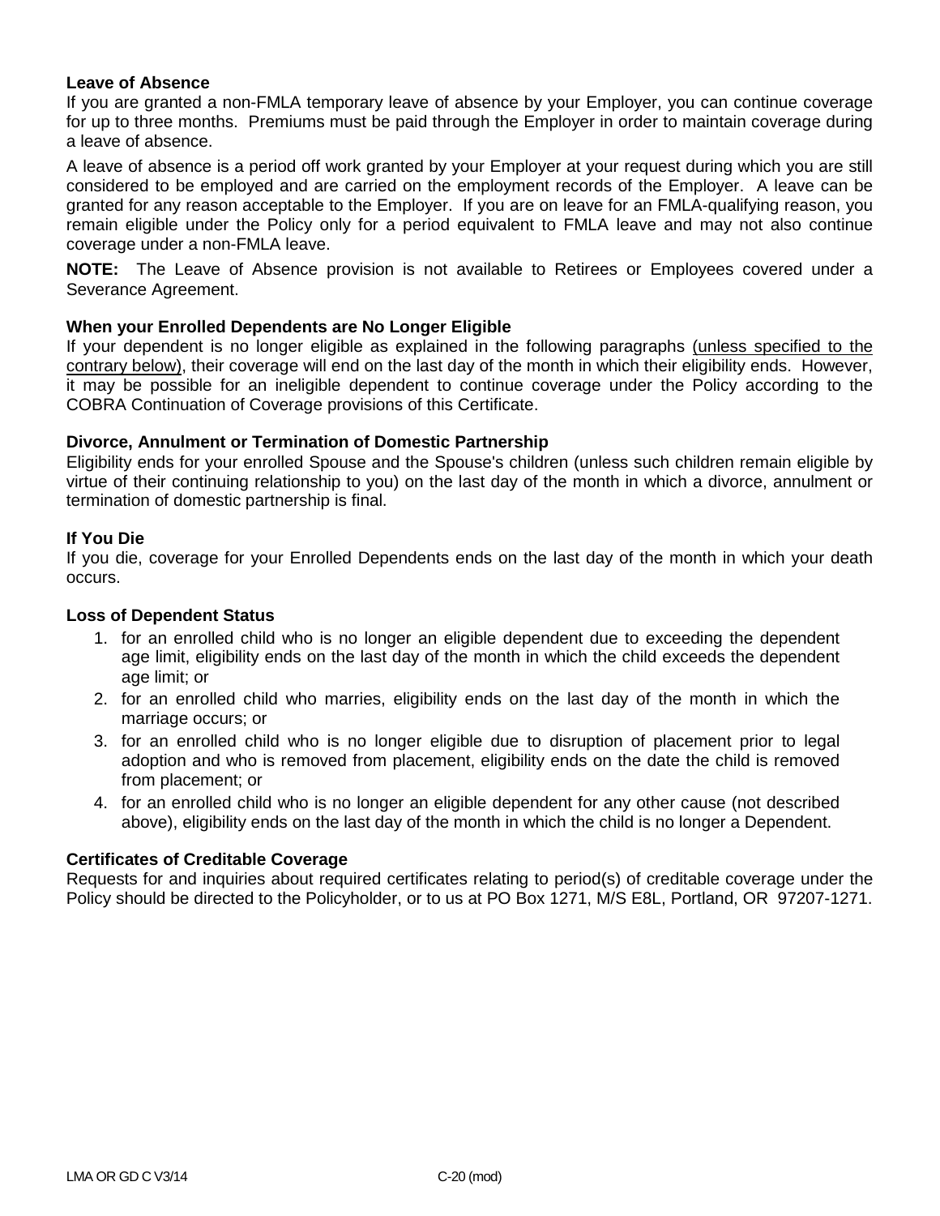### Leave of Absence

If you are granted a non-FMLA temporary leave of absence by your Employer, you can continue coverage for up to three months. Premiums must be paid through the Employer in order to maintain coverage during a leave of absence.

A leave of absence is a period off work granted by your Employer at your request during which you are still considered to be employed and are carried on the employment records of the Employer. A leave can be granted for any reason acceptable to the Employer. If you are on leave for an FMLA-qualifying reason, you remain eligible under the Policy only for a period equivalent to FMLA leave and may not also continue coverage under a non-FMLA leave.

**NOTE:** The Leave of Absence provision is not available to Retirees or Employees covered under a Severance Agreement.

### When your Enrolled Dependents are No Longer Eligible

If your dependent is no longer eligible as explained in the following paragraphs (unless specified to the contrary below), their coverage will end on the last day of the month in which their eligibility ends. However, it may be possible for an ineligible dependent to continue coverage under the Policy according to the COBRA Continuation of Coverage provisions of this Certificate.

### Divorce, Annulment or Termination of Domestic Partnership

Eligibility ends for your enrolled Spouse and the Spouse's children (unless such children remain eligible by virtue of their continuing relationship to you) on the last day of the month in which a divorce, annulment or termination of domestic partnership is final.

### If You Die

If you die, coverage for your Enrolled Dependents ends on the last day of the month in which your death occurs.

### Loss of Dependent Status

1. for an enrolled child who is no longer an eligible dependent due to exceeding the dependent age limit, eligibility ends on the last day of the month in which the child exceeds the dependent age limit; or
2. for an enrolled child who marries, eligibility ends on the last day of the month in which the marriage occurs; or
3. for an enrolled child who is no longer eligible due to disruption of placement prior to legal adoption and who is removed from placement, eligibility ends on the date the child is removed from placement; or
4. for an enrolled child who is no longer an eligible dependent for any other cause (not described above), eligibility ends on the last day of the month in which the child is no longer a Dependent.

### Certificates of Creditable Coverage

Requests for and inquiries about required certificates relating to period(s) of creditable coverage under the Policy should be directed to the Policyholder, or to us at PO Box 1271, M/S E8L, Portland, OR 97207-1271.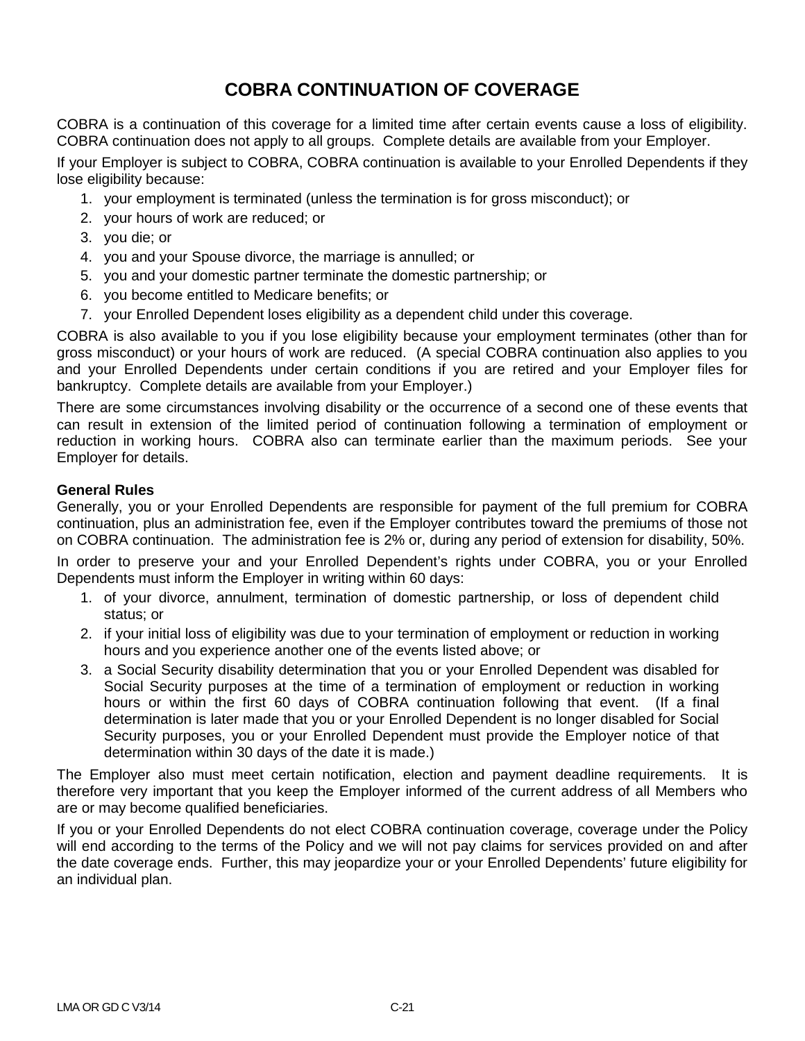# COBRA CONTINUATION OF COVERAGE

COBRA is a continuation of this coverage for a limited time after certain events cause a loss of eligibility. COBRA continuation does not apply to all groups. Complete details are available from your Employer.

If your Employer is subject to COBRA, COBRA continuation is available to your Enrolled Dependents if they lose eligibility because:

1. your employment is terminated (unless the termination is for gross misconduct); or
2. your hours of work are reduced; or
3. you die; or
4. you and your Spouse divorce, the marriage is annulled; or
5. you and your domestic partner terminate the domestic partnership; or
6. you become entitled to Medicare benefits; or
7. your Enrolled Dependent loses eligibility as a dependent child under this coverage.

COBRA is also available to you if you lose eligibility because your employment terminates (other than for gross misconduct) or your hours of work are reduced. (A special COBRA continuation also applies to you and your Enrolled Dependents under certain conditions if you are retired and your Employer files for bankruptcy. Complete details are available from your Employer.)

There are some circumstances involving disability or the occurrence of a second one of these events that can result in extension of the limited period of continuation following a termination of employment or reduction in working hours. COBRA also can terminate earlier than the maximum periods. See your Employer for details.

**General Rules**

Generally, you or your Enrolled Dependents are responsible for payment of the full premium for COBRA continuation, plus an administration fee, even if the Employer contributes toward the premiums of those not on COBRA continuation. The administration fee is 2% or, during any period of extension for disability, 50%.

In order to preserve your and your Enrolled Dependent's rights under COBRA, you or your Enrolled Dependents must inform the Employer in writing within 60 days:

1. of your divorce, annulment, termination of domestic partnership, or loss of dependent child status; or
2. if your initial loss of eligibility was due to your termination of employment or reduction in working hours and you experience another one of the events listed above; or
3. a Social Security disability determination that you or your Enrolled Dependent was disabled for Social Security purposes at the time of a termination of employment or reduction in working hours or within the first 60 days of COBRA continuation following that event. (If a final determination is later made that you or your Enrolled Dependent is no longer disabled for Social Security purposes, you or your Enrolled Dependent must provide the Employer notice of that determination within 30 days of the date it is made.)

The Employer also must meet certain notification, election and payment deadline requirements. It is therefore very important that you keep the Employer informed of the current address of all Members who are or may become qualified beneficiaries.

If you or your Enrolled Dependents do not elect COBRA continuation coverage, coverage under the Policy will end according to the terms of the Policy and we will not pay claims for services provided on and after the date coverage ends. Further, this may jeopardize your or your Enrolled Dependents' future eligibility for an individual plan.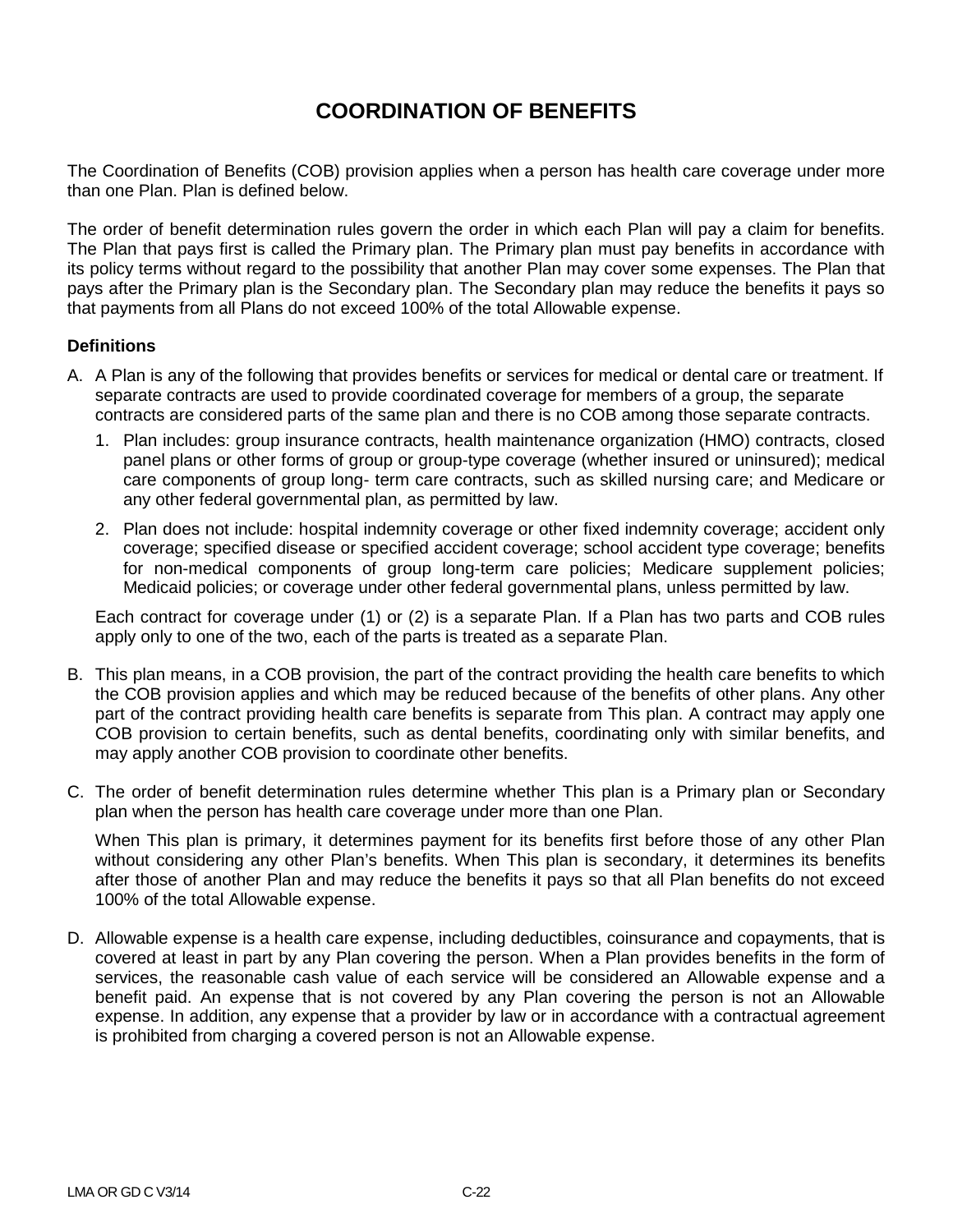# COORDINATION OF BENEFITS

The Coordination of Benefits (COB) provision applies when a person has health care coverage under more than one Plan. Plan is defined below.

The order of benefit determination rules govern the order in which each Plan will pay a claim for benefits. The Plan that pays first is called the Primary plan. The Primary plan must pay benefits in accordance with its policy terms without regard to the possibility that another Plan may cover some expenses. The Plan that pays after the Primary plan is the Secondary plan. The Secondary plan may reduce the benefits it pays so that payments from all Plans do not exceed 100% of the total Allowable expense.

**Definitions**

A. A Plan is any of the following that provides benefits or services for medical or dental care or treatment. If separate contracts are used to provide coordinated coverage for members of a group, the separate contracts are considered parts of the same plan and there is no COB among those separate contracts.

   1. Plan includes: group insurance contracts, health maintenance organization (HMO) contracts, closed panel plans or other forms of group or group-type coverage (whether insured or uninsured); medical care components of group long- term care contracts, such as skilled nursing care; and Medicare or any other federal governmental plan, as permitted by law.

   2. Plan does not include: hospital indemnity coverage or other fixed indemnity coverage; accident only coverage; specified disease or specified accident coverage; school accident type coverage; benefits for non-medical components of group long-term care policies; Medicare supplement policies; Medicaid policies; or coverage under other federal governmental plans, unless permitted by law.

   Each contract for coverage under (1) or (2) is a separate Plan. If a Plan has two parts and COB rules apply only to one of the two, each of the parts is treated as a separate Plan.

B. This plan means, in a COB provision, the part of the contract providing the health care benefits to which the COB provision applies and which may be reduced because of the benefits of other plans. Any other part of the contract providing health care benefits is separate from This plan. A contract may apply one COB provision to certain benefits, such as dental benefits, coordinating only with similar benefits, and may apply another COB provision to coordinate other benefits.

C. The order of benefit determination rules determine whether This plan is a Primary plan or Secondary plan when the person has health care coverage under more than one Plan.

   When This plan is primary, it determines payment for its benefits first before those of any other Plan without considering any other Plan's benefits. When This plan is secondary, it determines its benefits after those of another Plan and may reduce the benefits it pays so that all Plan benefits do not exceed 100% of the total Allowable expense.

D. Allowable expense is a health care expense, including deductibles, coinsurance and copayments, that is covered at least in part by any Plan covering the person. When a Plan provides benefits in the form of services, the reasonable cash value of each service will be considered an Allowable expense and a benefit paid. An expense that is not covered by any Plan covering the person is not an Allowable expense. In addition, any expense that a provider by law or in accordance with a contractual agreement is prohibited from charging a covered person is not an Allowable expense.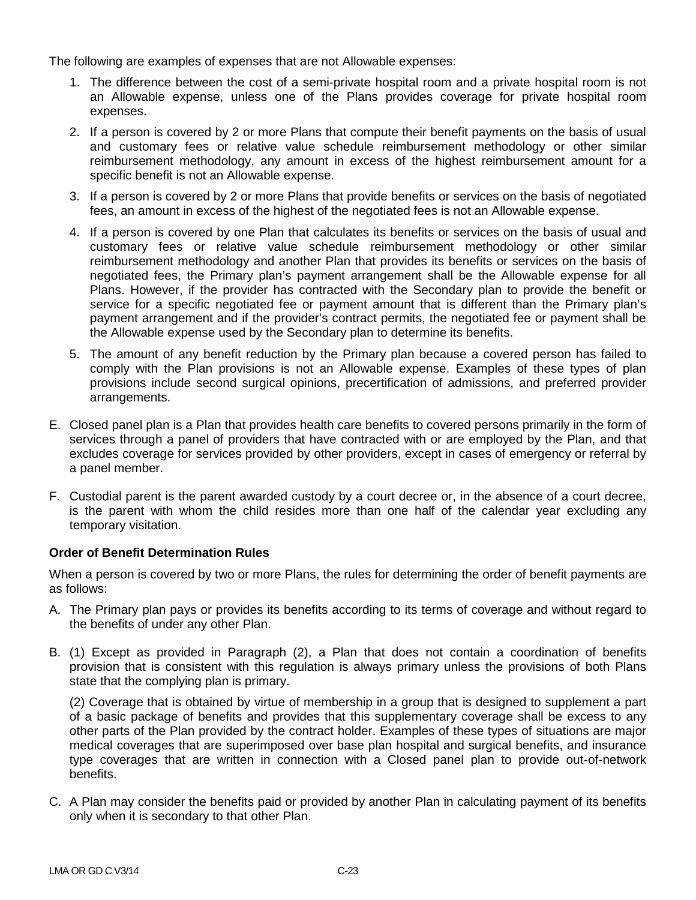The following are examples of expenses that are not Allowable expenses:

1. The difference between the cost of a semi-private hospital room and a private hospital room is not an Allowable expense, unless one of the Plans provides coverage for private hospital room expenses.
2. If a person is covered by 2 or more Plans that compute their benefit payments on the basis of usual and customary fees or relative value schedule reimbursement methodology or other similar reimbursement methodology, any amount in excess of the highest reimbursement amount for a specific benefit is not an Allowable expense.
3. If a person is covered by 2 or more Plans that provide benefits or services on the basis of negotiated fees, an amount in excess of the highest of the negotiated fees is not an Allowable expense.
4. If a person is covered by one Plan that calculates its benefits or services on the basis of usual and customary fees or relative value schedule reimbursement methodology or other similar reimbursement methodology and another Plan that provides its benefits or services on the basis of negotiated fees, the Primary plan's payment arrangement shall be the Allowable expense for all Plans. However, if the provider has contracted with the Secondary plan to provide the benefit or service for a specific negotiated fee or payment amount that is different than the Primary plan's payment arrangement and if the provider's contract permits, the negotiated fee or payment shall be the Allowable expense used by the Secondary plan to determine its benefits.
5. The amount of any benefit reduction by the Primary plan because a covered person has failed to comply with the Plan provisions is not an Allowable expense. Examples of these types of plan provisions include second surgical opinions, precertification of admissions, and preferred provider arrangements.

E. Closed panel plan is a Plan that provides health care benefits to covered persons primarily in the form of services through a panel of providers that have contracted with or are employed by the Plan, and that excludes coverage for services provided by other providers, except in cases of emergency or referral by a panel member.

F. Custodial parent is the parent awarded custody by a court decree or, in the absence of a court decree, is the parent with whom the child resides more than one half of the calendar year excluding any temporary visitation.

**Order of Benefit Determination Rules**

When a person is covered by two or more Plans, the rules for determining the order of benefit payments are as follows:

A. The Primary plan pays or provides its benefits according to its terms of coverage and without regard to the benefits of under any other Plan.

B. (1) Except as provided in Paragraph (2), a Plan that does not contain a coordination of benefits provision that is consistent with this regulation is always primary unless the provisions of both Plans state that the complying plan is primary.

(2) Coverage that is obtained by virtue of membership in a group that is designed to supplement a part of a basic package of benefits and provides that this supplementary coverage shall be excess to any other parts of the Plan provided by the contract holder. Examples of these types of situations are major medical coverages that are superimposed over base plan hospital and surgical benefits, and insurance type coverages that are written in connection with a Closed panel plan to provide out-of-network benefits.

C. A Plan may consider the benefits paid or provided by another Plan in calculating payment of its benefits only when it is secondary to that other Plan.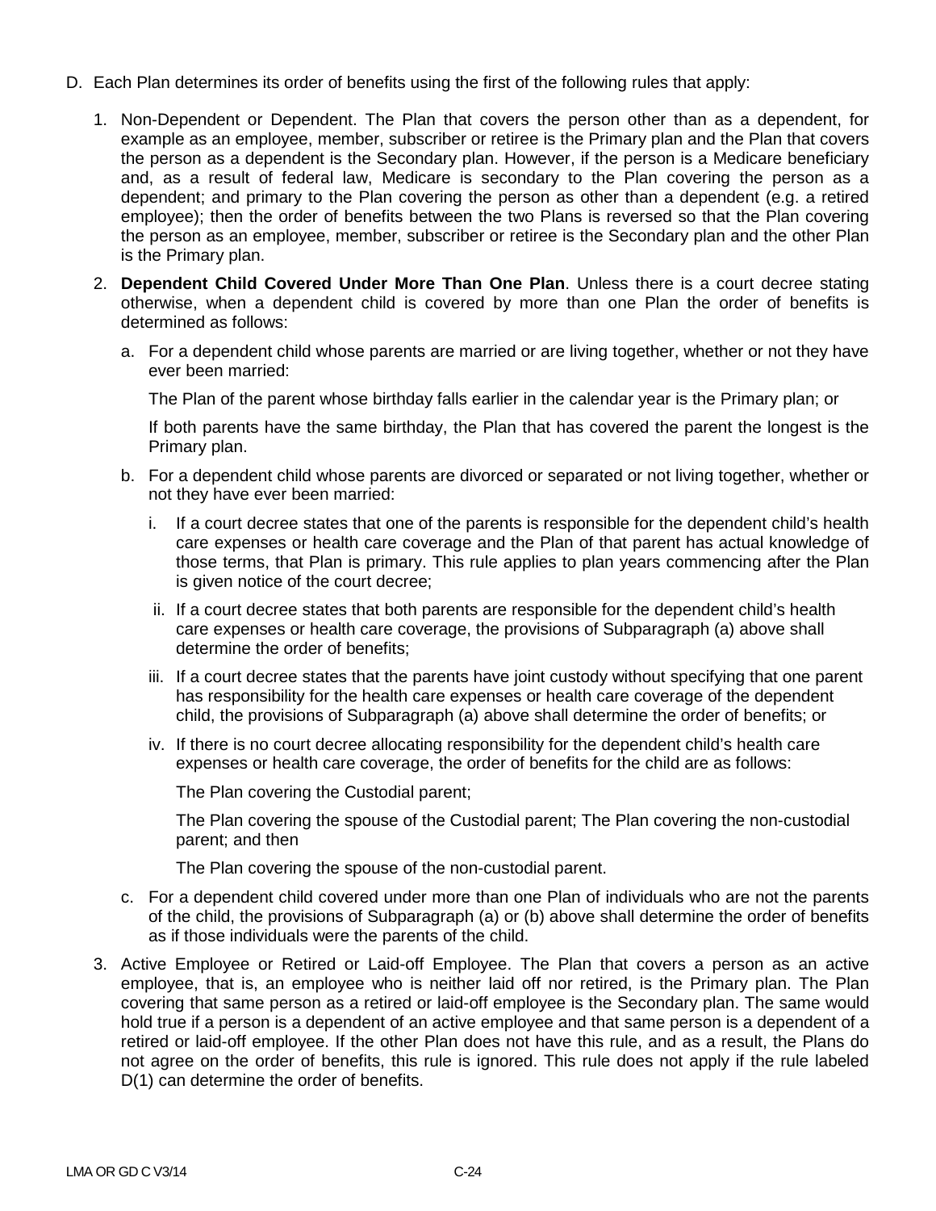D. Each Plan determines its order of benefits using the first of the following rules that apply:

1. Non-Dependent or Dependent. The Plan that covers the person other than as a dependent, for example as an employee, member, subscriber or retiree is the Primary plan and the Plan that covers the person as a dependent is the Secondary plan. However, if the person is a Medicare beneficiary and, as a result of federal law, Medicare is secondary to the Plan covering the person as a dependent; and primary to the Plan covering the person as other than a dependent (e.g. a retired employee); then the order of benefits between the two Plans is reversed so that the Plan covering the person as an employee, member, subscriber or retiree is the Secondary plan and the other Plan is the Primary plan.

2. **Dependent Child Covered Under More Than One Plan**. Unless there is a court decree stating otherwise, when a dependent child is covered by more than one Plan the order of benefits is determined as follows:

   a. For a dependent child whose parents are married or are living together, whether or not they have ever been married:

      The Plan of the parent whose birthday falls earlier in the calendar year is the Primary plan; or

      If both parents have the same birthday, the Plan that has covered the parent the longest is the Primary plan.

   b. For a dependent child whose parents are divorced or separated or not living together, whether or not they have ever been married:

      i. If a court decree states that one of the parents is responsible for the dependent child's health care expenses or health care coverage and the Plan of that parent has actual knowledge of those terms, that Plan is primary. This rule applies to plan years commencing after the Plan is given notice of the court decree;

      ii. If a court decree states that both parents are responsible for the dependent child's health care expenses or health care coverage, the provisions of Subparagraph (a) above shall determine the order of benefits;

      iii. If a court decree states that the parents have joint custody without specifying that one parent has responsibility for the health care expenses or health care coverage of the dependent child, the provisions of Subparagraph (a) above shall determine the order of benefits; or

      iv. If there is no court decree allocating responsibility for the dependent child's health care expenses or health care coverage, the order of benefits for the child are as follows:

         The Plan covering the Custodial parent;

         The Plan covering the spouse of the Custodial parent; The Plan covering the non-custodial parent; and then

         The Plan covering the spouse of the non-custodial parent.

   c. For a dependent child covered under more than one Plan of individuals who are not the parents of the child, the provisions of Subparagraph (a) or (b) above shall determine the order of benefits as if those individuals were the parents of the child.

3. Active Employee or Retired or Laid-off Employee. The Plan that covers a person as an active employee, that is, an employee who is neither laid off nor retired, is the Primary plan. The Plan covering that same person as a retired or laid-off employee is the Secondary plan. The same would hold true if a person is a dependent of an active employee and that same person is a dependent of a retired or laid-off employee. If the other Plan does not have this rule, and as a result, the Plans do not agree on the order of benefits, this rule is ignored. This rule does not apply if the rule labeled D(1) can determine the order of benefits.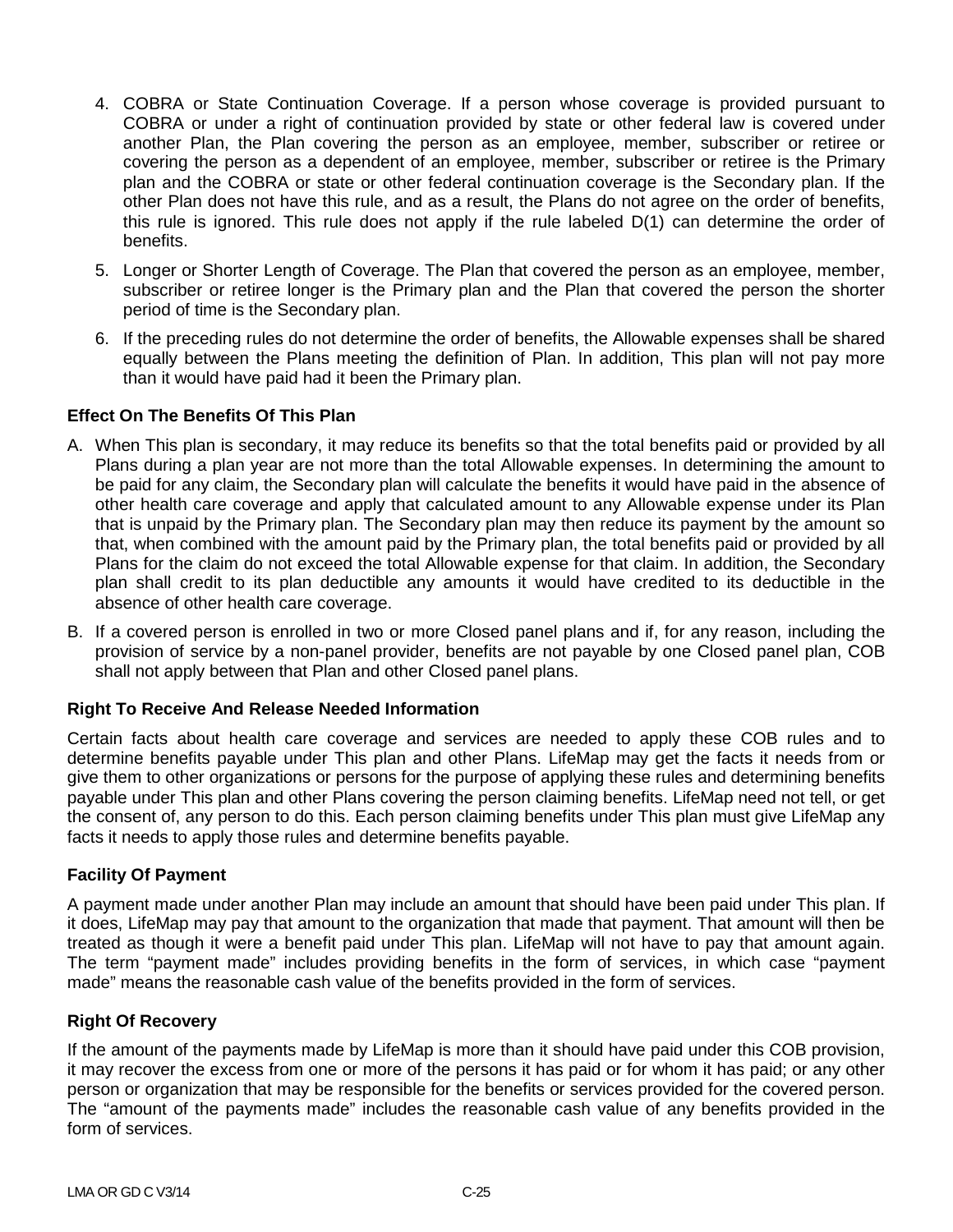4. COBRA or State Continuation Coverage. If a person whose coverage is provided pursuant to COBRA or under a right of continuation provided by state or other federal law is covered under another Plan, the Plan covering the person as an employee, member, subscriber or retiree or covering the person as a dependent of an employee, member, subscriber or retiree is the Primary plan and the COBRA or state or other federal continuation coverage is the Secondary plan. If the other Plan does not have this rule, and as a result, the Plans do not agree on the order of benefits, this rule is ignored. This rule does not apply if the rule labeled D(1) can determine the order of benefits.
5. Longer or Shorter Length of Coverage. The Plan that covered the person as an employee, member, subscriber or retiree longer is the Primary plan and the Plan that covered the person the shorter period of time is the Secondary plan.
6. If the preceding rules do not determine the order of benefits, the Allowable expenses shall be shared equally between the Plans meeting the definition of Plan. In addition, This plan will not pay more than it would have paid had it been the Primary plan.

### Effect On The Benefits Of This Plan

A. When This plan is secondary, it may reduce its benefits so that the total benefits paid or provided by all Plans during a plan year are not more than the total Allowable expenses. In determining the amount to be paid for any claim, the Secondary plan will calculate the benefits it would have paid in the absence of other health care coverage and apply that calculated amount to any Allowable expense under its Plan that is unpaid by the Primary plan. The Secondary plan may then reduce its payment by the amount so that, when combined with the amount paid by the Primary plan, the total benefits paid or provided by all Plans for the claim do not exceed the total Allowable expense for that claim. In addition, the Secondary plan shall credit to its plan deductible any amounts it would have credited to its deductible in the absence of other health care coverage.
B. If a covered person is enrolled in two or more Closed panel plans and if, for any reason, including the provision of service by a non-panel provider, benefits are not payable by one Closed panel plan, COB shall not apply between that Plan and other Closed panel plans.

### Right To Receive And Release Needed Information

Certain facts about health care coverage and services are needed to apply these COB rules and to determine benefits payable under This plan and other Plans. LifeMap may get the facts it needs from or give them to other organizations or persons for the purpose of applying these rules and determining benefits payable under This plan and other Plans covering the person claiming benefits. LifeMap need not tell, or get the consent of, any person to do this. Each person claiming benefits under This plan must give LifeMap any facts it needs to apply those rules and determine benefits payable.

### Facility Of Payment

A payment made under another Plan may include an amount that should have been paid under This plan. If it does, LifeMap may pay that amount to the organization that made that payment. That amount will then be treated as though it were a benefit paid under This plan. LifeMap will not have to pay that amount again. The term "payment made" includes providing benefits in the form of services, in which case "payment made" means the reasonable cash value of the benefits provided in the form of services.

### Right Of Recovery

If the amount of the payments made by LifeMap is more than it should have paid under this COB provision, it may recover the excess from one or more of the persons it has paid or for whom it has paid; or any other person or organization that may be responsible for the benefits or services provided for the covered person. The "amount of the payments made" includes the reasonable cash value of any benefits provided in the form of services.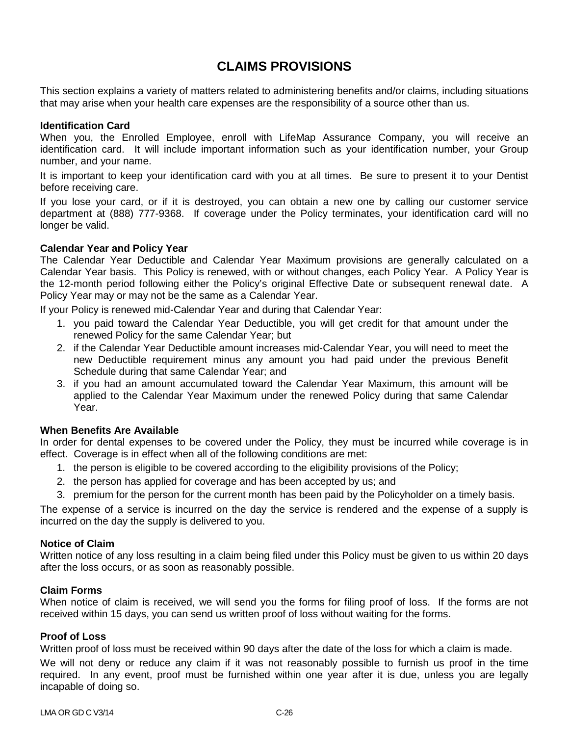# CLAIMS PROVISIONS

This section explains a variety of matters related to administering benefits and/or claims, including situations that may arise when your health care expenses are the responsibility of a source other than us.

**Identification Card**

When you, the Enrolled Employee, enroll with LifeMap Assurance Company, you will receive an identification card. It will include important information such as your identification number, your Group number, and your name.

It is important to keep your identification card with you at all times. Be sure to present it to your Dentist before receiving care.

If you lose your card, or if it is destroyed, you can obtain a new one by calling our customer service department at (888) 777-9368. If coverage under the Policy terminates, your identification card will no longer be valid.

**Calendar Year and Policy Year**

The Calendar Year Deductible and Calendar Year Maximum provisions are generally calculated on a Calendar Year basis. This Policy is renewed, with or without changes, each Policy Year. A Policy Year is the 12-month period following either the Policy's original Effective Date or subsequent renewal date. A Policy Year may or may not be the same as a Calendar Year.

If your Policy is renewed mid-Calendar Year and during that Calendar Year:

1. you paid toward the Calendar Year Deductible, you will get credit for that amount under the renewed Policy for the same Calendar Year; but
2. if the Calendar Year Deductible amount increases mid-Calendar Year, you will need to meet the new Deductible requirement minus any amount you had paid under the previous Benefit Schedule during that same Calendar Year; and
3. if you had an amount accumulated toward the Calendar Year Maximum, this amount will be applied to the Calendar Year Maximum under the renewed Policy during that same Calendar Year.

**When Benefits Are Available**

In order for dental expenses to be covered under the Policy, they must be incurred while coverage is in effect. Coverage is in effect when all of the following conditions are met:

1. the person is eligible to be covered according to the eligibility provisions of the Policy;
2. the person has applied for coverage and has been accepted by us; and
3. premium for the person for the current month has been paid by the Policyholder on a timely basis.

The expense of a service is incurred on the day the service is rendered and the expense of a supply is incurred on the day the supply is delivered to you.

**Notice of Claim**

Written notice of any loss resulting in a claim being filed under this Policy must be given to us within 20 days after the loss occurs, or as soon as reasonably possible.

**Claim Forms**

When notice of claim is received, we will send you the forms for filing proof of loss. If the forms are not received within 15 days, you can send us written proof of loss without waiting for the forms.

**Proof of Loss**

Written proof of loss must be received within 90 days after the date of the loss for which a claim is made.

We will not deny or reduce any claim if it was not reasonably possible to furnish us proof in the time required. In any event, proof must be furnished within one year after it is due, unless you are legally incapable of doing so.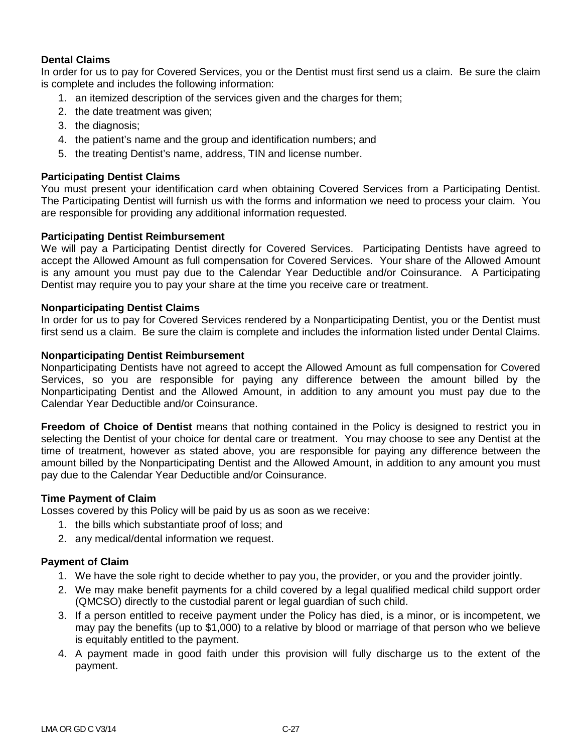### Dental Claims

In order for us to pay for Covered Services, you or the Dentist must first send us a claim. Be sure the claim is complete and includes the following information:

1. an itemized description of the services given and the charges for them;
2. the date treatment was given;
3. the diagnosis;
4. the patient's name and the group and identification numbers; and
5. the treating Dentist's name, address, TIN and license number.

### Participating Dentist Claims

You must present your identification card when obtaining Covered Services from a Participating Dentist. The Participating Dentist will furnish us with the forms and information we need to process your claim. You are responsible for providing any additional information requested.

### Participating Dentist Reimbursement

We will pay a Participating Dentist directly for Covered Services. Participating Dentists have agreed to accept the Allowed Amount as full compensation for Covered Services. Your share of the Allowed Amount is any amount you must pay due to the Calendar Year Deductible and/or Coinsurance. A Participating Dentist may require you to pay your share at the time you receive care or treatment.

### Nonparticipating Dentist Claims

In order for us to pay for Covered Services rendered by a Nonparticipating Dentist, you or the Dentist must first send us a claim. Be sure the claim is complete and includes the information listed under Dental Claims.

### Nonparticipating Dentist Reimbursement

Nonparticipating Dentists have not agreed to accept the Allowed Amount as full compensation for Covered Services, so you are responsible for paying any difference between the amount billed by the Nonparticipating Dentist and the Allowed Amount, in addition to any amount you must pay due to the Calendar Year Deductible and/or Coinsurance.

**Freedom of Choice of Dentist** means that nothing contained in the Policy is designed to restrict you in selecting the Dentist of your choice for dental care or treatment. You may choose to see any Dentist at the time of treatment, however as stated above, you are responsible for paying any difference between the amount billed by the Nonparticipating Dentist and the Allowed Amount, in addition to any amount you must pay due to the Calendar Year Deductible and/or Coinsurance.

### Time Payment of Claim

Losses covered by this Policy will be paid by us as soon as we receive:

1. the bills which substantiate proof of loss; and
2. any medical/dental information we request.

### Payment of Claim

1. We have the sole right to decide whether to pay you, the provider, or you and the provider jointly.
2. We may make benefit payments for a child covered by a legal qualified medical child support order (QMCSO) directly to the custodial parent or legal guardian of such child.
3. If a person entitled to receive payment under the Policy has died, is a minor, or is incompetent, we may pay the benefits (up to $1,000) to a relative by blood or marriage of that person who we believe is equitably entitled to the payment.
4. A payment made in good faith under this provision will fully discharge us to the extent of the payment.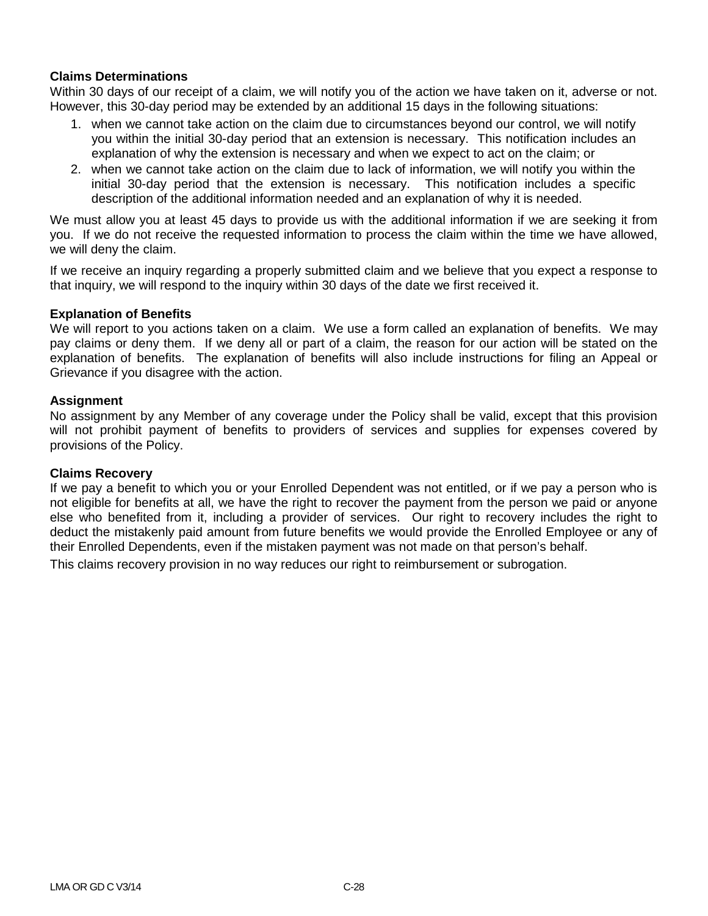**Claims Determinations**

Within 30 days of our receipt of a claim, we will notify you of the action we have taken on it, adverse or not. However, this 30-day period may be extended by an additional 15 days in the following situations:

1. when we cannot take action on the claim due to circumstances beyond our control, we will notify you within the initial 30-day period that an extension is necessary. This notification includes an explanation of why the extension is necessary and when we expect to act on the claim; or
2. when we cannot take action on the claim due to lack of information, we will notify you within the initial 30-day period that the extension is necessary. This notification includes a specific description of the additional information needed and an explanation of why it is needed.

We must allow you at least 45 days to provide us with the additional information if we are seeking it from you. If we do not receive the requested information to process the claim within the time we have allowed, we will deny the claim.

If we receive an inquiry regarding a properly submitted claim and we believe that you expect a response to that inquiry, we will respond to the inquiry within 30 days of the date we first received it.

**Explanation of Benefits**

We will report to you actions taken on a claim. We use a form called an explanation of benefits. We may pay claims or deny them. If we deny all or part of a claim, the reason for our action will be stated on the explanation of benefits. The explanation of benefits will also include instructions for filing an Appeal or Grievance if you disagree with the action.

**Assignment**

No assignment by any Member of any coverage under the Policy shall be valid, except that this provision will not prohibit payment of benefits to providers of services and supplies for expenses covered by provisions of the Policy.

**Claims Recovery**

If we pay a benefit to which you or your Enrolled Dependent was not entitled, or if we pay a person who is not eligible for benefits at all, we have the right to recover the payment from the person we paid or anyone else who benefited from it, including a provider of services. Our right to recovery includes the right to deduct the mistakenly paid amount from future benefits we would provide the Enrolled Employee or any of their Enrolled Dependents, even if the mistaken payment was not made on that person's behalf.

This claims recovery provision in no way reduces our right to reimbursement or subrogation.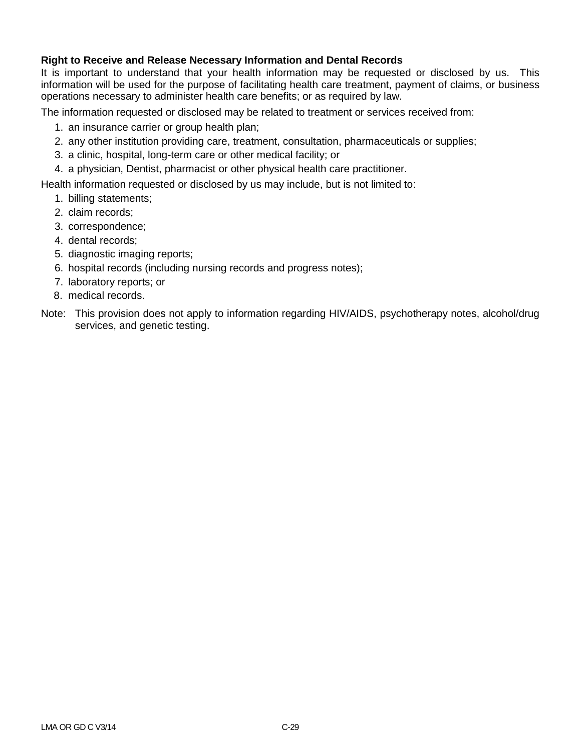**Right to Receive and Release Necessary Information and Dental Records**

It is important to understand that your health information may be requested or disclosed by us. This information will be used for the purpose of facilitating health care treatment, payment of claims, or business operations necessary to administer health care benefits; or as required by law.

The information requested or disclosed may be related to treatment or services received from:

1. an insurance carrier or group health plan;
2. any other institution providing care, treatment, consultation, pharmaceuticals or supplies;
3. a clinic, hospital, long-term care or other medical facility; or
4. a physician, Dentist, pharmacist or other physical health care practitioner.

Health information requested or disclosed by us may include, but is not limited to:

1. billing statements;
2. claim records;
3. correspondence;
4. dental records;
5. diagnostic imaging reports;
6. hospital records (including nursing records and progress notes);
7. laboratory reports; or
8. medical records.

Note: This provision does not apply to information regarding HIV/AIDS, psychotherapy notes, alcohol/drug services, and genetic testing.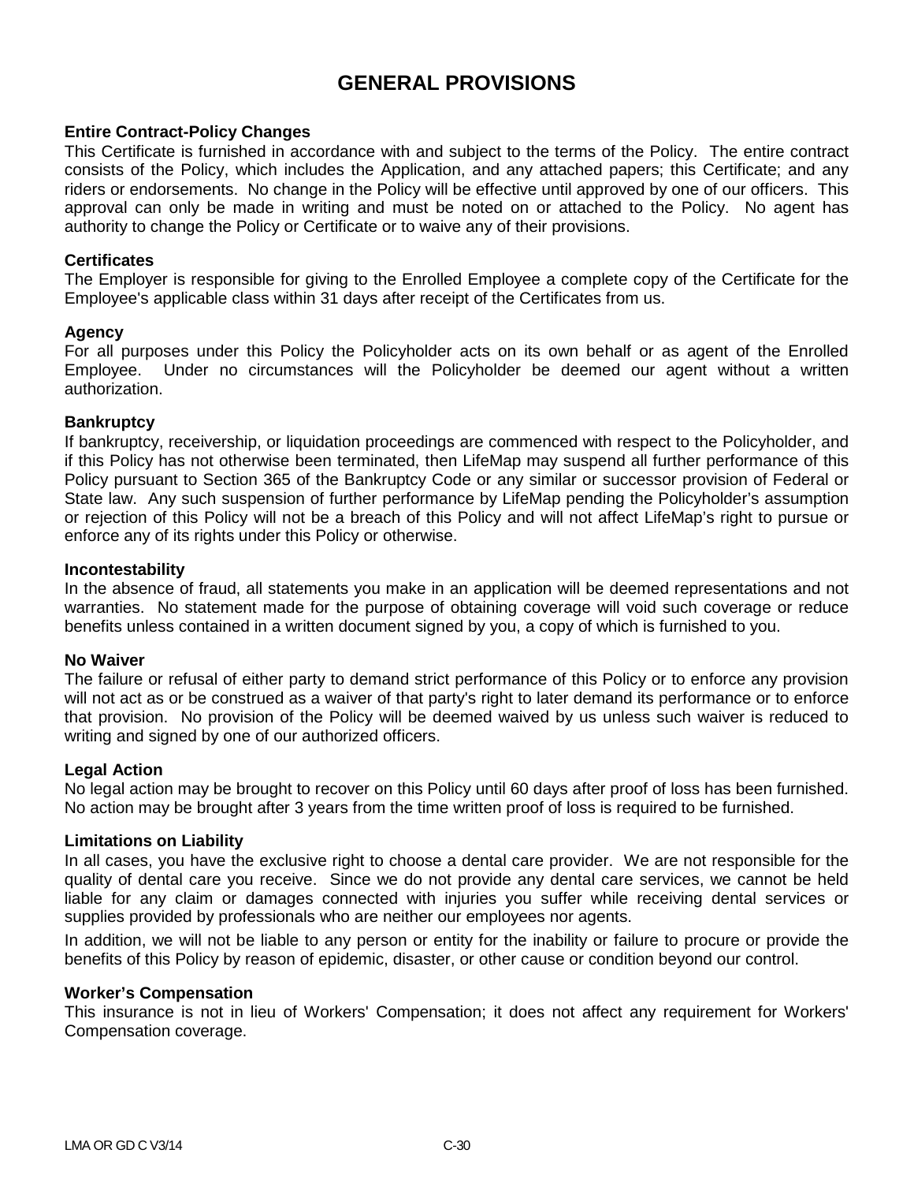# GENERAL PROVISIONS

### Entire Contract-Policy Changes

This Certificate is furnished in accordance with and subject to the terms of the Policy. The entire contract consists of the Policy, which includes the Application, and any attached papers; this Certificate; and any riders or endorsements. No change in the Policy will be effective until approved by one of our officers. This approval can only be made in writing and must be noted on or attached to the Policy. No agent has authority to change the Policy or Certificate or to waive any of their provisions.

### Certificates

The Employer is responsible for giving to the Enrolled Employee a complete copy of the Certificate for the Employee's applicable class within 31 days after receipt of the Certificates from us.

### Agency

For all purposes under this Policy the Policyholder acts on its own behalf or as agent of the Enrolled Employee. Under no circumstances will the Policyholder be deemed our agent without a written authorization.

### Bankruptcy

If bankruptcy, receivership, or liquidation proceedings are commenced with respect to the Policyholder, and if this Policy has not otherwise been terminated, then LifeMap may suspend all further performance of this Policy pursuant to Section 365 of the Bankruptcy Code or any similar or successor provision of Federal or State law. Any such suspension of further performance by LifeMap pending the Policyholder's assumption or rejection of this Policy will not be a breach of this Policy and will not affect LifeMap's right to pursue or enforce any of its rights under this Policy or otherwise.

### Incontestability

In the absence of fraud, all statements you make in an application will be deemed representations and not warranties. No statement made for the purpose of obtaining coverage will void such coverage or reduce benefits unless contained in a written document signed by you, a copy of which is furnished to you.

### No Waiver

The failure or refusal of either party to demand strict performance of this Policy or to enforce any provision will not act as or be construed as a waiver of that party's right to later demand its performance or to enforce that provision. No provision of the Policy will be deemed waived by us unless such waiver is reduced to writing and signed by one of our authorized officers.

### Legal Action

No legal action may be brought to recover on this Policy until 60 days after proof of loss has been furnished. No action may be brought after 3 years from the time written proof of loss is required to be furnished.

### Limitations on Liability

In all cases, you have the exclusive right to choose a dental care provider. We are not responsible for the quality of dental care you receive. Since we do not provide any dental care services, we cannot be held liable for any claim or damages connected with injuries you suffer while receiving dental services or supplies provided by professionals who are neither our employees nor agents.

In addition, we will not be liable to any person or entity for the inability or failure to procure or provide the benefits of this Policy by reason of epidemic, disaster, or other cause or condition beyond our control.

### Worker's Compensation

This insurance is not in lieu of Workers' Compensation; it does not affect any requirement for Workers' Compensation coverage.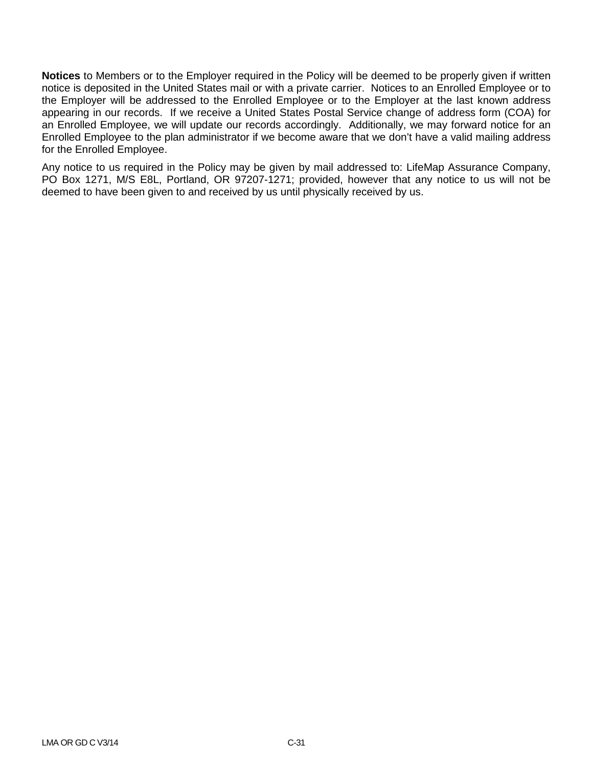**Notices** to Members or to the Employer required in the Policy will be deemed to be properly given if written notice is deposited in the United States mail or with a private carrier. Notices to an Enrolled Employee or to the Employer will be addressed to the Enrolled Employee or to the Employer at the last known address appearing in our records. If we receive a United States Postal Service change of address form (COA) for an Enrolled Employee, we will update our records accordingly. Additionally, we may forward notice for an Enrolled Employee to the plan administrator if we become aware that we don't have a valid mailing address for the Enrolled Employee.

Any notice to us required in the Policy may be given by mail addressed to: LifeMap Assurance Company, PO Box 1271, M/S E8L, Portland, OR 97207-1271; provided, however that any notice to us will not be deemed to have been given to and received by us until physically received by us.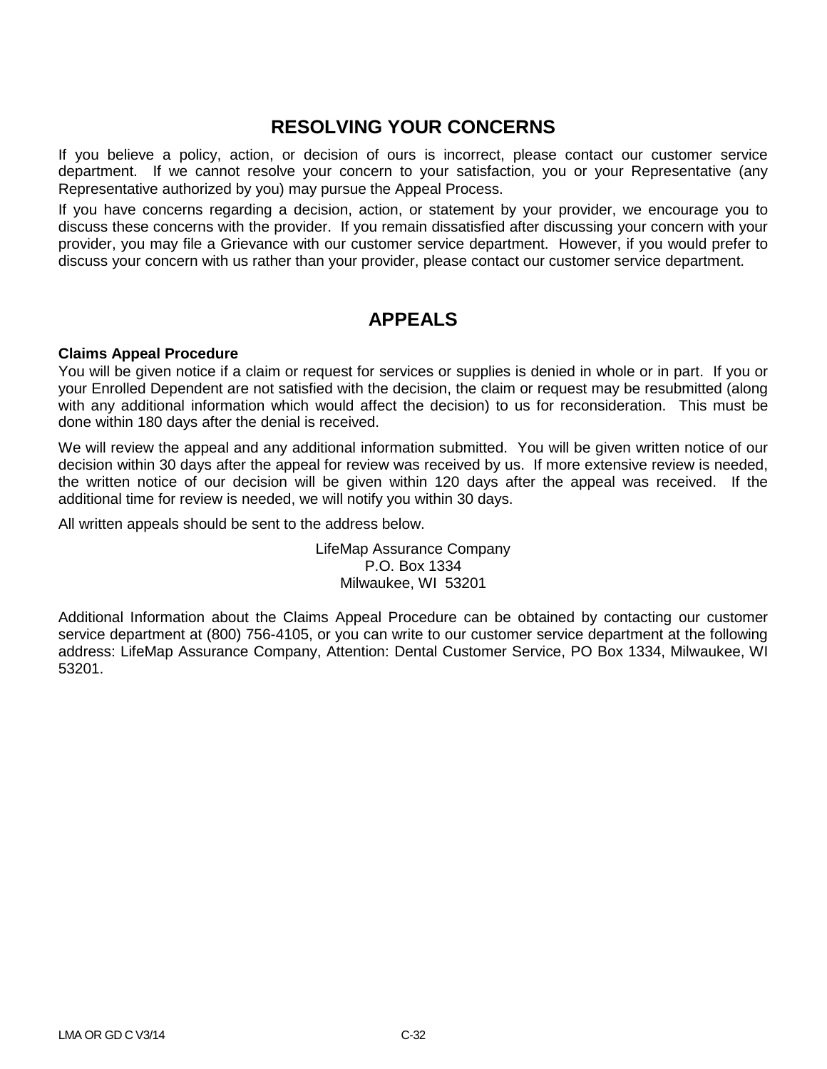## RESOLVING YOUR CONCERNS

If you believe a policy, action, or decision of ours is incorrect, please contact our customer service department. If we cannot resolve your concern to your satisfaction, you or your Representative (any Representative authorized by you) may pursue the Appeal Process.

If you have concerns regarding a decision, action, or statement by your provider, we encourage you to discuss these concerns with the provider. If you remain dissatisfied after discussing your concern with your provider, you may file a Grievance with our customer service department. However, if you would prefer to discuss your concern with us rather than your provider, please contact our customer service department.

## APPEALS

**Claims Appeal Procedure**

You will be given notice if a claim or request for services or supplies is denied in whole or in part. If you or your Enrolled Dependent are not satisfied with the decision, the claim or request may be resubmitted (along with any additional information which would affect the decision) to us for reconsideration. This must be done within 180 days after the denial is received.

We will review the appeal and any additional information submitted. You will be given written notice of our decision within 30 days after the appeal for review was received by us. If more extensive review is needed, the written notice of our decision will be given within 120 days after the appeal was received. If the additional time for review is needed, we will notify you within 30 days.

All written appeals should be sent to the address below.

LifeMap Assurance Company
P.O. Box 1334
Milwaukee, WI 53201

Additional Information about the Claims Appeal Procedure can be obtained by contacting our customer service department at (800) 756-4105, or you can write to our customer service department at the following address: LifeMap Assurance Company, Attention: Dental Customer Service, PO Box 1334, Milwaukee, WI 53201.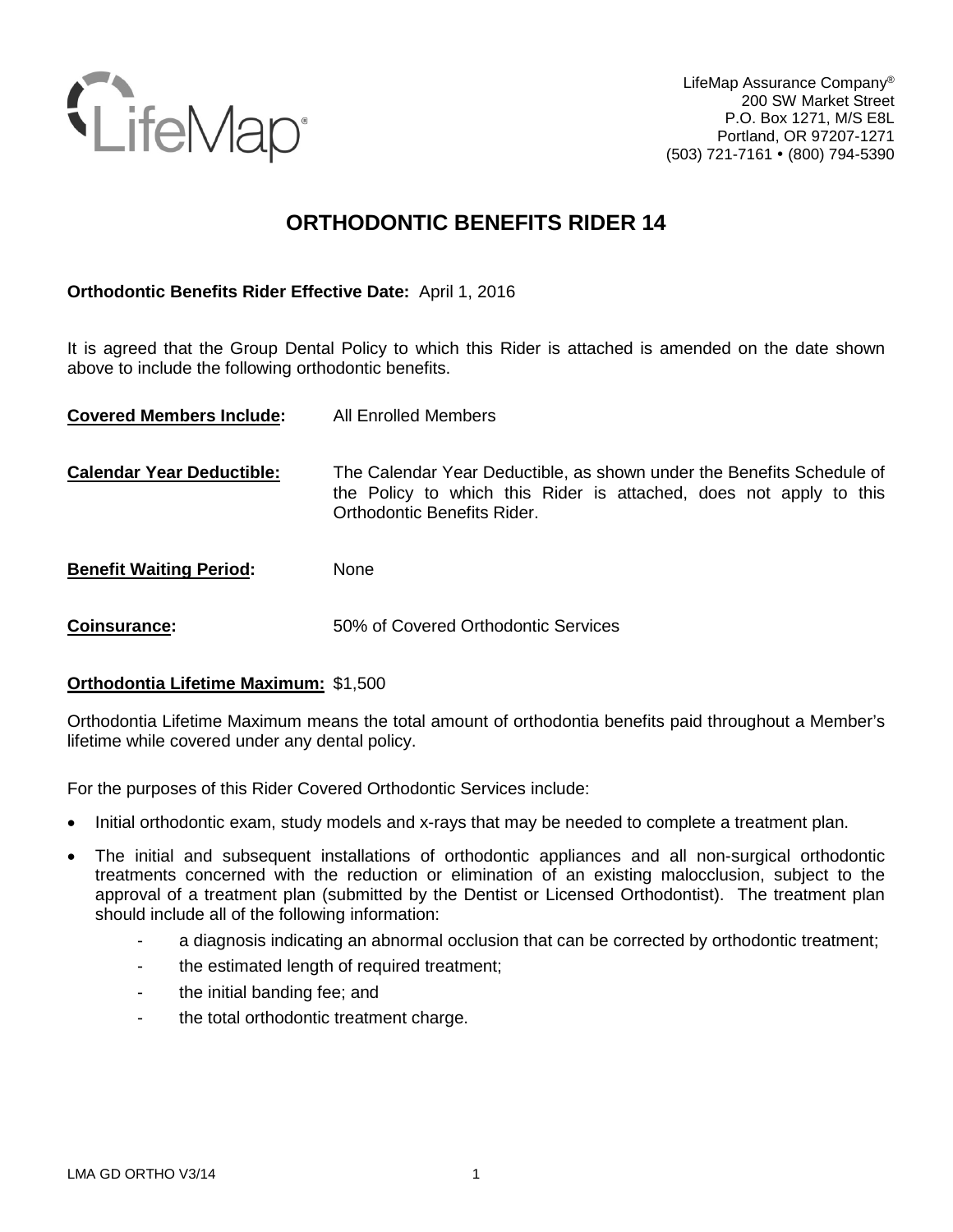LifeMap Assurance Company®
200 SW Market Street
P.O. Box 1271, M/S E8L
Portland, OR 97207-1271
(503) 721-7161 • (800) 794-5390

# ORTHODONTIC BENEFITS RIDER 14

**Orthodontic Benefits Rider Effective Date:** April 1, 2016

It is agreed that the Group Dental Policy to which this Rider is attached is amended on the date shown above to include the following orthodontic benefits.

**Covered Members Include:** All Enrolled Members

**Calendar Year Deductible:** The Calendar Year Deductible, as shown under the Benefits Schedule of the Policy to which this Rider is attached, does not apply to this Orthodontic Benefits Rider.

**Benefit Waiting Period:** None

**Coinsurance:** 50% of Covered Orthodontic Services

**Orthodontia Lifetime Maximum:** $1,500

Orthodontia Lifetime Maximum means the total amount of orthodontia benefits paid throughout a Member's lifetime while covered under any dental policy.

For the purposes of this Rider Covered Orthodontic Services include:

- Initial orthodontic exam, study models and x-rays that may be needed to complete a treatment plan.
- The initial and subsequent installations of orthodontic appliances and all non-surgical orthodontic treatments concerned with the reduction or elimination of an existing malocclusion, subject to the approval of a treatment plan (submitted by the Dentist or Licensed Orthodontist). The treatment plan should include all of the following information:
  - a diagnosis indicating an abnormal occlusion that can be corrected by orthodontic treatment;
  - the estimated length of required treatment;
  - the initial banding fee; and
  - the total orthodontic treatment charge.

LMA GD ORTHO V3/14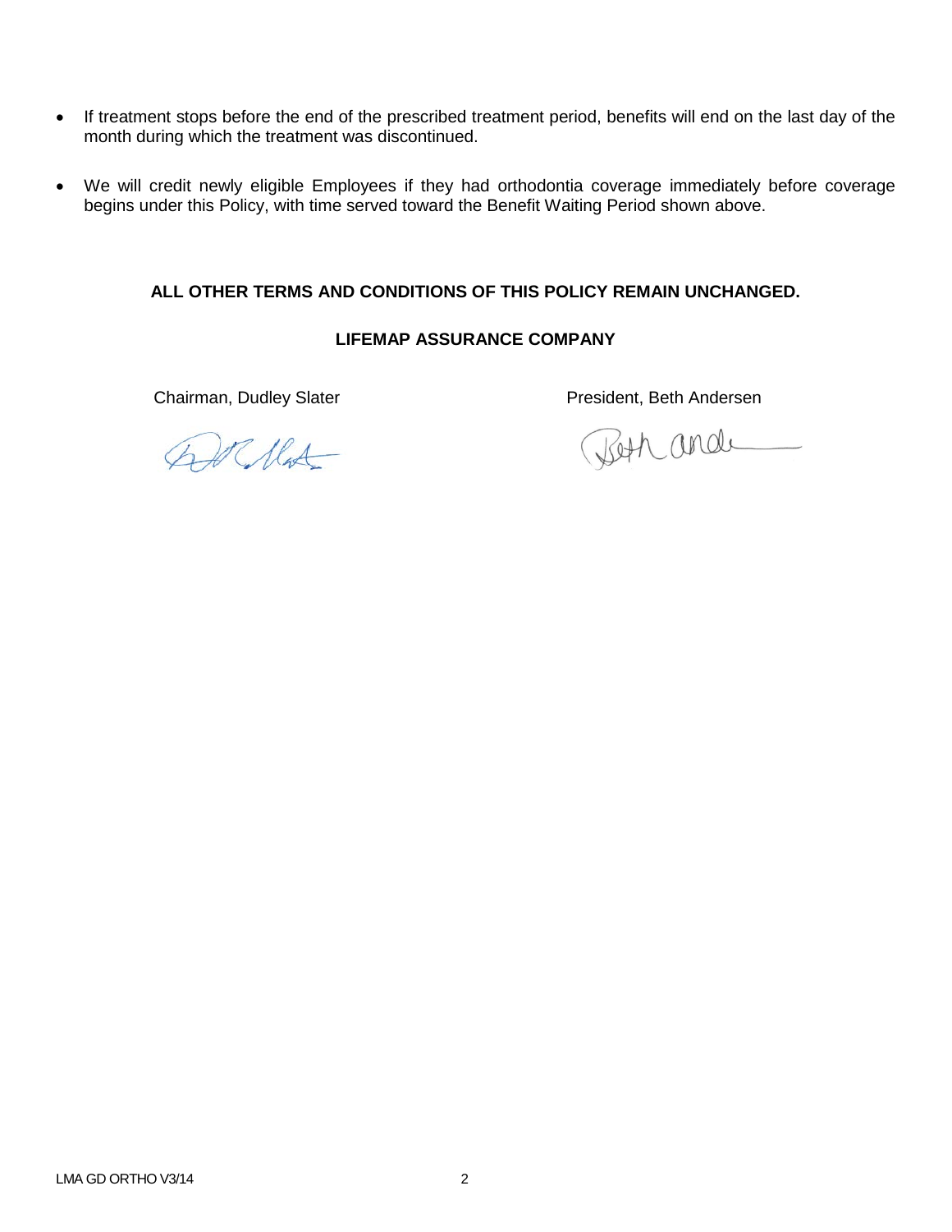- If treatment stops before the end of the prescribed treatment period, benefits will end on the last day of the month during which the treatment was discontinued.
- We will credit newly eligible Employees if they had orthodontia coverage immediately before coverage begins under this Policy, with time served toward the Benefit Waiting Period shown above.

**ALL OTHER TERMS AND CONDITIONS OF THIS POLICY REMAIN UNCHANGED.**

**LIFEMAP ASSURANCE COMPANY**

Chairman, Dudley Slater

President, Beth Andersen

LMA GD ORTHO V3/14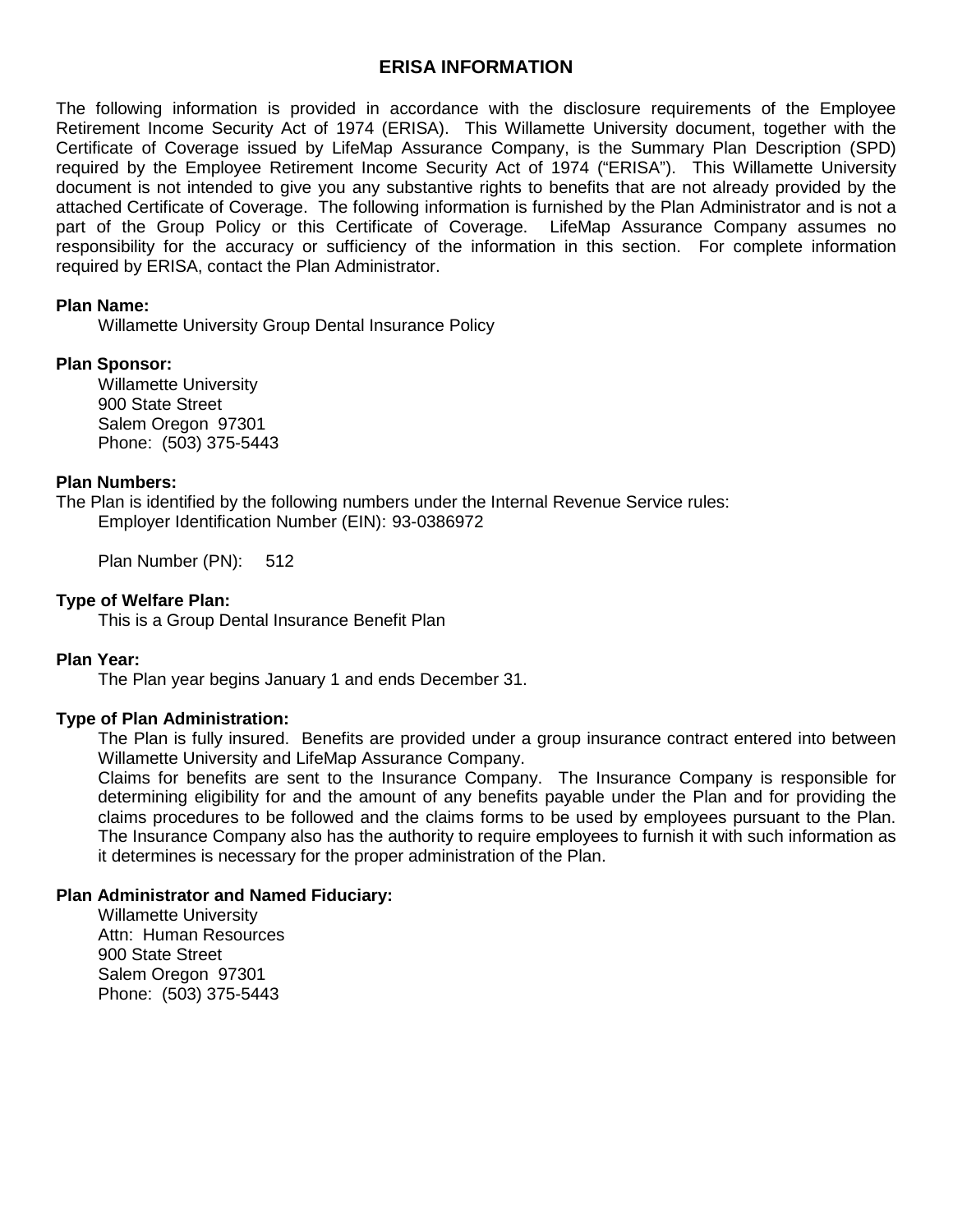# ERISA INFORMATION

The following information is provided in accordance with the disclosure requirements of the Employee Retirement Income Security Act of 1974 (ERISA). This Willamette University document, together with the Certificate of Coverage issued by LifeMap Assurance Company, is the Summary Plan Description (SPD) required by the Employee Retirement Income Security Act of 1974 ("ERISA"). This Willamette University document is not intended to give you any substantive rights to benefits that are not already provided by the attached Certificate of Coverage. The following information is furnished by the Plan Administrator and is not a part of the Group Policy or this Certificate of Coverage. LifeMap Assurance Company assumes no responsibility for the accuracy or sufficiency of the information in this section. For complete information required by ERISA, contact the Plan Administrator.

**Plan Name:**

Willamette University Group Dental Insurance Policy

**Plan Sponsor:**

Willamette University
900 State Street
Salem Oregon 97301
Phone: (503) 375-5443

**Plan Numbers:**

The Plan is identified by the following numbers under the Internal Revenue Service rules:

Employer Identification Number (EIN): 93-0386972

Plan Number (PN): 512

**Type of Welfare Plan:**

This is a Group Dental Insurance Benefit Plan

**Plan Year:**

The Plan year begins January 1 and ends December 31.

**Type of Plan Administration:**

The Plan is fully insured. Benefits are provided under a group insurance contract entered into between Willamette University and LifeMap Assurance Company.

Claims for benefits are sent to the Insurance Company. The Insurance Company is responsible for determining eligibility for and the amount of any benefits payable under the Plan and for providing the claims procedures to be followed and the claims forms to be used by employees pursuant to the Plan. The Insurance Company also has the authority to require employees to furnish it with such information as it determines is necessary for the proper administration of the Plan.

**Plan Administrator and Named Fiduciary:**

Willamette University
Attn: Human Resources
900 State Street
Salem Oregon 97301
Phone: (503) 375-5443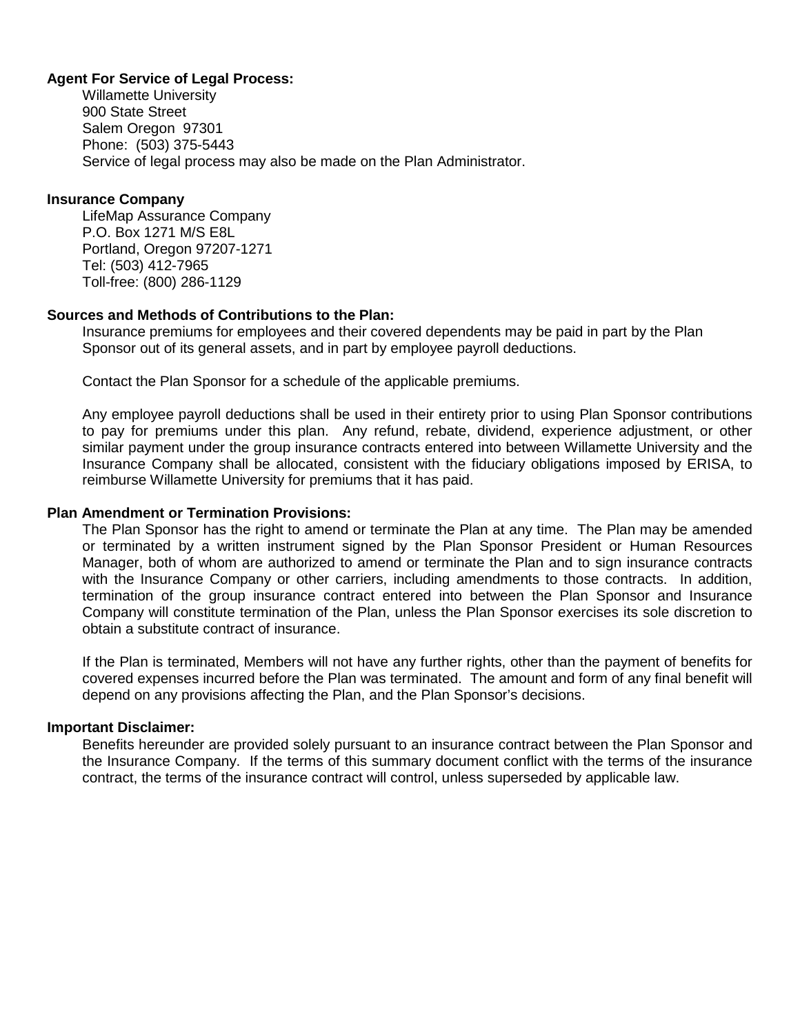**Agent For Service of Legal Process:**

Willamette University
900 State Street
Salem Oregon 97301
Phone: (503) 375-5443
Service of legal process may also be made on the Plan Administrator.

**Insurance Company**

LifeMap Assurance Company
P.O. Box 1271 M/S E8L
Portland, Oregon 97207-1271
Tel: (503) 412-7965
Toll-free: (800) 286-1129

**Sources and Methods of Contributions to the Plan:**

Insurance premiums for employees and their covered dependents may be paid in part by the Plan Sponsor out of its general assets, and in part by employee payroll deductions.

Contact the Plan Sponsor for a schedule of the applicable premiums.

Any employee payroll deductions shall be used in their entirety prior to using Plan Sponsor contributions to pay for premiums under this plan. Any refund, rebate, dividend, experience adjustment, or other similar payment under the group insurance contracts entered into between Willamette University and the Insurance Company shall be allocated, consistent with the fiduciary obligations imposed by ERISA, to reimburse Willamette University for premiums that it has paid.

**Plan Amendment or Termination Provisions:**

The Plan Sponsor has the right to amend or terminate the Plan at any time. The Plan may be amended or terminated by a written instrument signed by the Plan Sponsor President or Human Resources Manager, both of whom are authorized to amend or terminate the Plan and to sign insurance contracts with the Insurance Company or other carriers, including amendments to those contracts. In addition, termination of the group insurance contract entered into between the Plan Sponsor and Insurance Company will constitute termination of the Plan, unless the Plan Sponsor exercises its sole discretion to obtain a substitute contract of insurance.

If the Plan is terminated, Members will not have any further rights, other than the payment of benefits for covered expenses incurred before the Plan was terminated. The amount and form of any final benefit will depend on any provisions affecting the Plan, and the Plan Sponsor's decisions.

**Important Disclaimer:**

Benefits hereunder are provided solely pursuant to an insurance contract between the Plan Sponsor and the Insurance Company. If the terms of this summary document conflict with the terms of the insurance contract, the terms of the insurance contract will control, unless superseded by applicable law.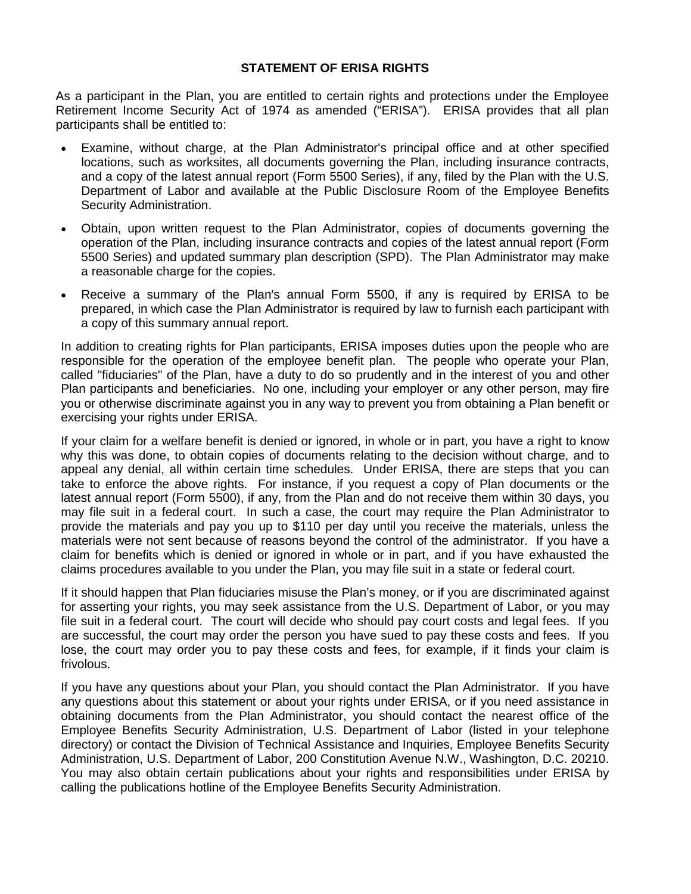## STATEMENT OF ERISA RIGHTS

As a participant in the Plan, you are entitled to certain rights and protections under the Employee Retirement Income Security Act of 1974 as amended ("ERISA"). ERISA provides that all plan participants shall be entitled to:

- Examine, without charge, at the Plan Administrator's principal office and at other specified locations, such as worksites, all documents governing the Plan, including insurance contracts, and a copy of the latest annual report (Form 5500 Series), if any, filed by the Plan with the U.S. Department of Labor and available at the Public Disclosure Room of the Employee Benefits Security Administration.
- Obtain, upon written request to the Plan Administrator, copies of documents governing the operation of the Plan, including insurance contracts and copies of the latest annual report (Form 5500 Series) and updated summary plan description (SPD). The Plan Administrator may make a reasonable charge for the copies.
- Receive a summary of the Plan's annual Form 5500, if any is required by ERISA to be prepared, in which case the Plan Administrator is required by law to furnish each participant with a copy of this summary annual report.

In addition to creating rights for Plan participants, ERISA imposes duties upon the people who are responsible for the operation of the employee benefit plan. The people who operate your Plan, called "fiduciaries" of the Plan, have a duty to do so prudently and in the interest of you and other Plan participants and beneficiaries. No one, including your employer or any other person, may fire you or otherwise discriminate against you in any way to prevent you from obtaining a Plan benefit or exercising your rights under ERISA.

If your claim for a welfare benefit is denied or ignored, in whole or in part, you have a right to know why this was done, to obtain copies of documents relating to the decision without charge, and to appeal any denial, all within certain time schedules. Under ERISA, there are steps that you can take to enforce the above rights. For instance, if you request a copy of Plan documents or the latest annual report (Form 5500), if any, from the Plan and do not receive them within 30 days, you may file suit in a federal court. In such a case, the court may require the Plan Administrator to provide the materials and pay you up to $110 per day until you receive the materials, unless the materials were not sent because of reasons beyond the control of the administrator. If you have a claim for benefits which is denied or ignored in whole or in part, and if you have exhausted the claims procedures available to you under the Plan, you may file suit in a state or federal court.

If it should happen that Plan fiduciaries misuse the Plan's money, or if you are discriminated against for asserting your rights, you may seek assistance from the U.S. Department of Labor, or you may file suit in a federal court. The court will decide who should pay court costs and legal fees. If you are successful, the court may order the person you have sued to pay these costs and fees. If you lose, the court may order you to pay these costs and fees, for example, if it finds your claim is frivolous.

If you have any questions about your Plan, you should contact the Plan Administrator. If you have any questions about this statement or about your rights under ERISA, or if you need assistance in obtaining documents from the Plan Administrator, you should contact the nearest office of the Employee Benefits Security Administration, U.S. Department of Labor (listed in your telephone directory) or contact the Division of Technical Assistance and Inquiries, Employee Benefits Security Administration, U.S. Department of Labor, 200 Constitution Avenue N.W., Washington, D.C. 20210. You may also obtain certain publications about your rights and responsibilities under ERISA by calling the publications hotline of the Employee Benefits Security Administration.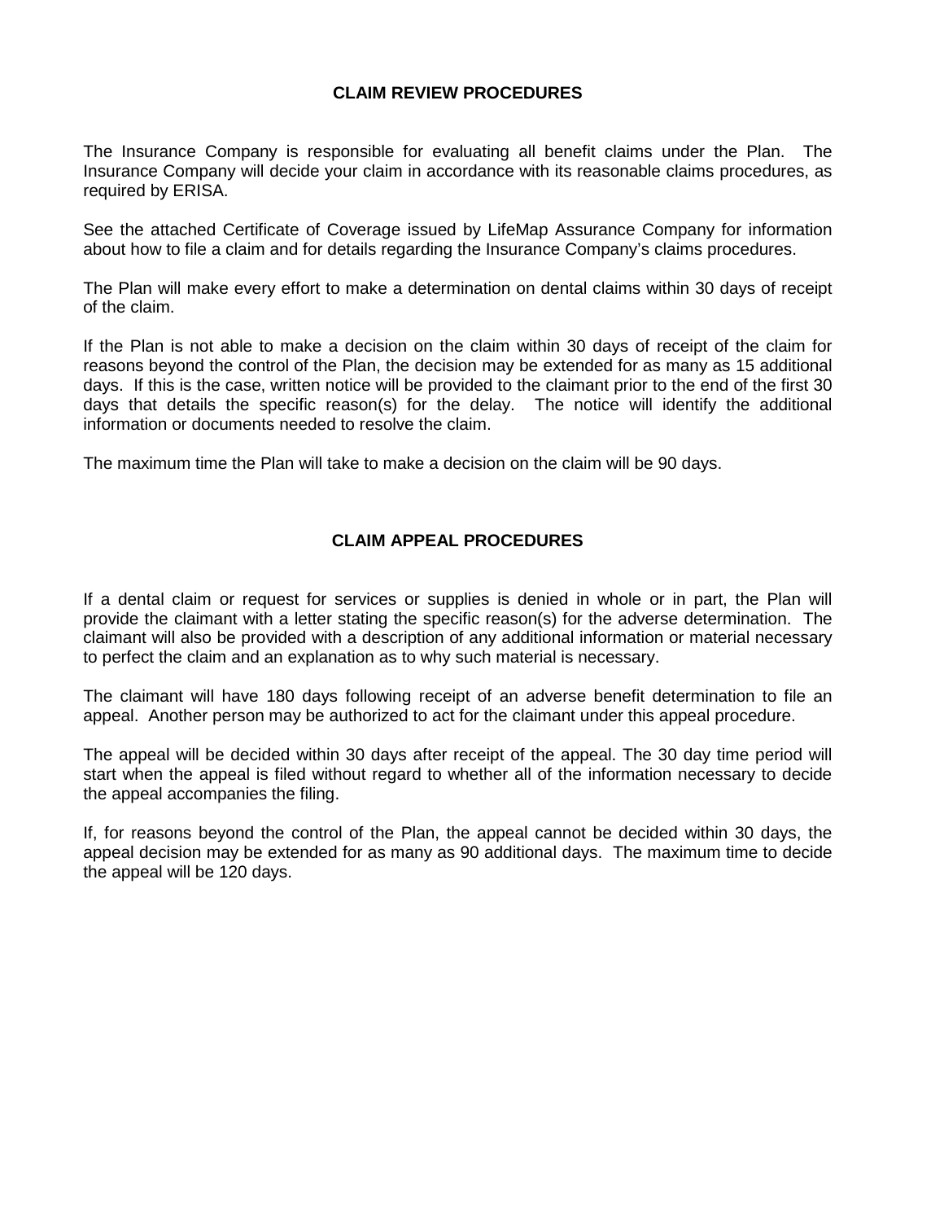## CLAIM REVIEW PROCEDURES

The Insurance Company is responsible for evaluating all benefit claims under the Plan. The Insurance Company will decide your claim in accordance with its reasonable claims procedures, as required by ERISA.

See the attached Certificate of Coverage issued by LifeMap Assurance Company for information about how to file a claim and for details regarding the Insurance Company's claims procedures.

The Plan will make every effort to make a determination on dental claims within 30 days of receipt of the claim.

If the Plan is not able to make a decision on the claim within 30 days of receipt of the claim for reasons beyond the control of the Plan, the decision may be extended for as many as 15 additional days. If this is the case, written notice will be provided to the claimant prior to the end of the first 30 days that details the specific reason(s) for the delay. The notice will identify the additional information or documents needed to resolve the claim.

The maximum time the Plan will take to make a decision on the claim will be 90 days.

## CLAIM APPEAL PROCEDURES

If a dental claim or request for services or supplies is denied in whole or in part, the Plan will provide the claimant with a letter stating the specific reason(s) for the adverse determination. The claimant will also be provided with a description of any additional information or material necessary to perfect the claim and an explanation as to why such material is necessary.

The claimant will have 180 days following receipt of an adverse benefit determination to file an appeal. Another person may be authorized to act for the claimant under this appeal procedure.

The appeal will be decided within 30 days after receipt of the appeal. The 30 day time period will start when the appeal is filed without regard to whether all of the information necessary to decide the appeal accompanies the filing.

If, for reasons beyond the control of the Plan, the appeal cannot be decided within 30 days, the appeal decision may be extended for as many as 90 additional days. The maximum time to decide the appeal will be 120 days.